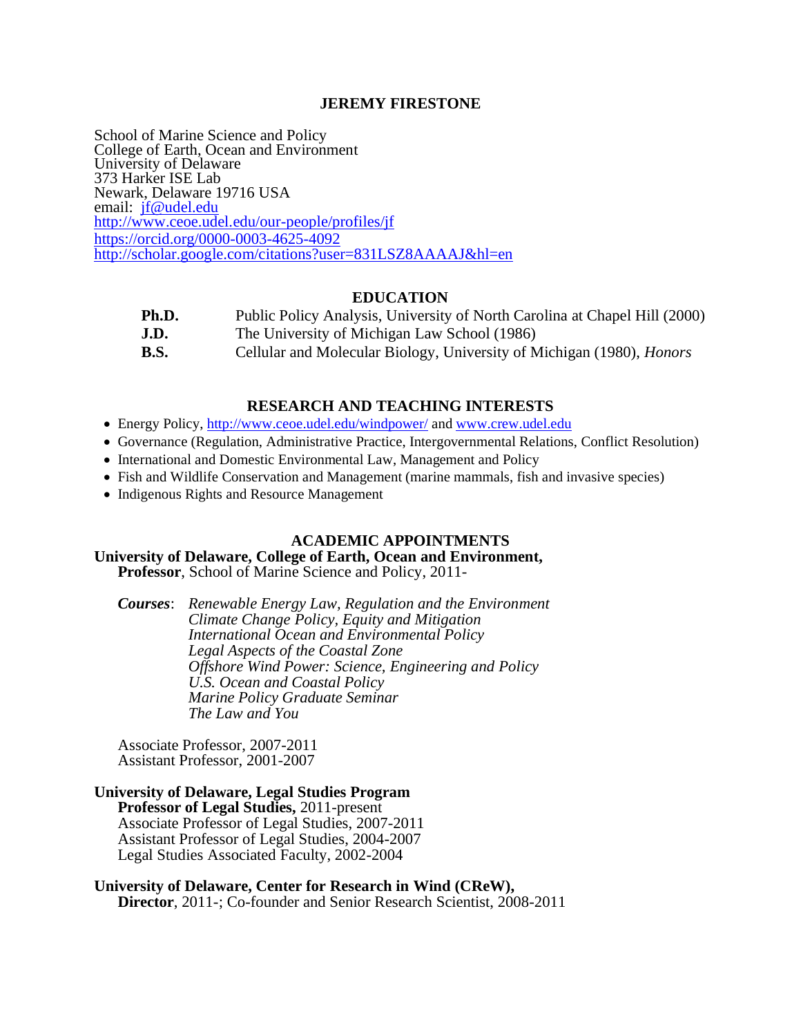# JEREMY FIRESTONE

School of Marine Science and Policy
College of Earth, Ocean and Environment
University of Delaware
373 Harker ISE Lab
Newark, Delaware 19716 USA
email: [jf@udel.edu](mailto:jf@udel.edu)
http://www.ceoe.udel.edu/our-people/profiles/jf
https://orcid.org/0000-0003-4625-4092
http://scholar.google.com/citations?user=831LSZ8AAAAJ&hl=en

## EDUCATION

| | |
|---|---|
| **Ph.D.** | Public Policy Analysis, University of North Carolina at Chapel Hill (2000) |
| **J.D.** | The University of Michigan Law School (1986) |
| **B.S.** | Cellular and Molecular Biology, University of Michigan (1980), *Honors* |

## RESEARCH AND TEACHING INTERESTS

- Energy Policy, http://www.ceoe.udel.edu/windpower/ and www.crew.udel.edu
- Governance (Regulation, Administrative Practice, Intergovernmental Relations, Conflict Resolution)
- International and Domestic Environmental Law, Management and Policy
- Fish and Wildlife Conservation and Management (marine mammals, fish and invasive species)
- Indigenous Rights and Resource Management

## ACADEMIC APPOINTMENTS

**University of Delaware, College of Earth, Ocean and Environment,**
**Professor**, School of Marine Science and Policy, 2011-

***Courses***: *Renewable Energy Law, Regulation and the Environment*
*Climate Change Policy, Equity and Mitigation*
*International Ocean and Environmental Policy*
*Legal Aspects of the Coastal Zone*
*Offshore Wind Power: Science, Engineering and Policy*
*U.S. Ocean and Coastal Policy*
*Marine Policy Graduate Seminar*
*The Law and You*

Associate Professor, 2007-2011
Assistant Professor, 2001-2007

**University of Delaware, Legal Studies Program**
**Professor of Legal Studies,** 2011-present
Associate Professor of Legal Studies, 2007-2011
Assistant Professor of Legal Studies, 2004-2007
Legal Studies Associated Faculty, 2002-2004

**University of Delaware, Center for Research in Wind (CReW),**
**Director**, 2011-; Co-founder and Senior Research Scientist, 2008-2011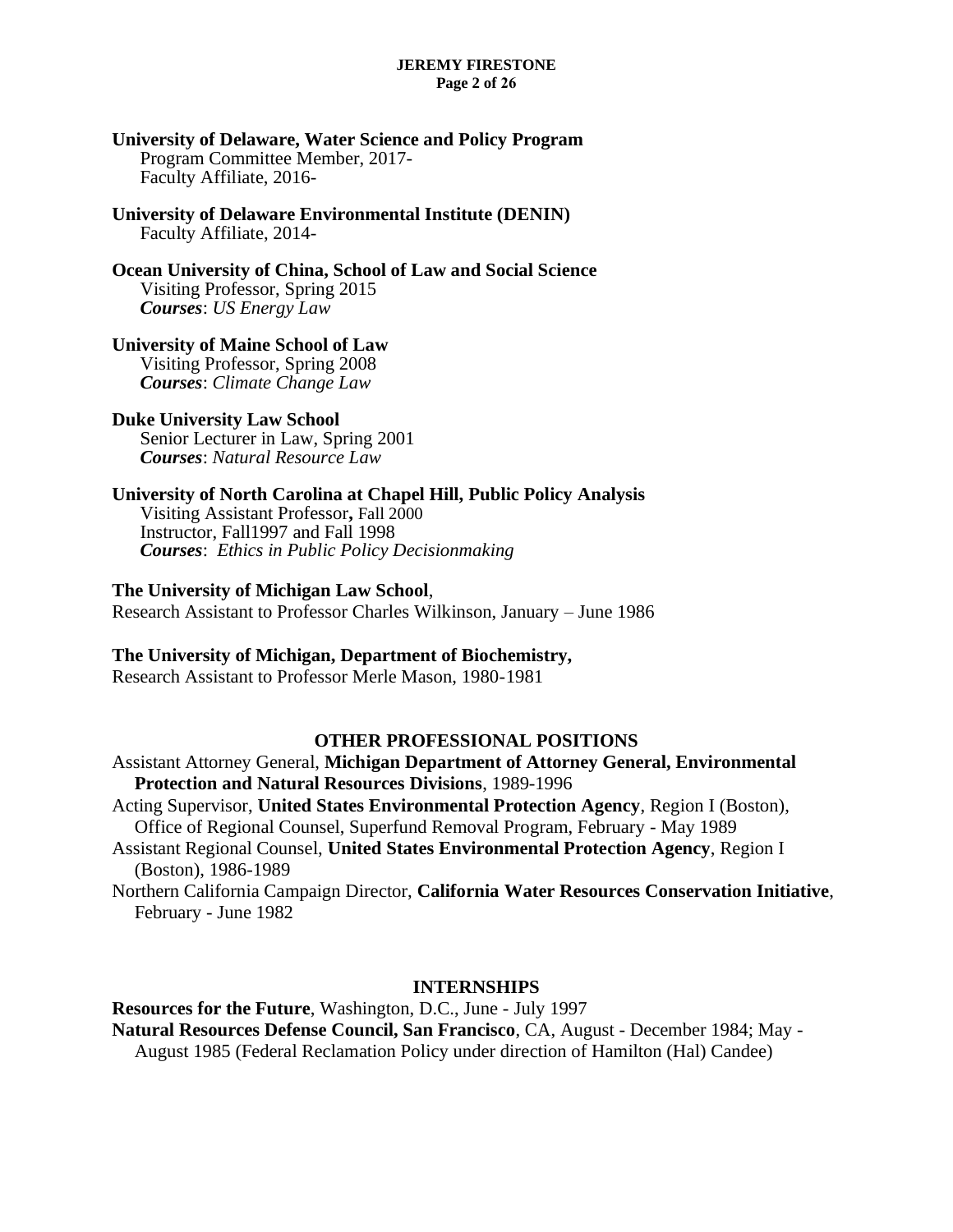**University of Delaware, Water Science and Policy Program**
Program Committee Member, 2017-
Faculty Affiliate, 2016-

**University of Delaware Environmental Institute (DENIN)**
Faculty Affiliate, 2014-

**Ocean University of China, School of Law and Social Science**
Visiting Professor, Spring 2015
***Courses***: *US Energy Law*

**University of Maine School of Law**
Visiting Professor, Spring 2008
***Courses***: *Climate Change Law*

**Duke University Law School**
Senior Lecturer in Law, Spring 2001
***Courses***: *Natural Resource Law*

**University of North Carolina at Chapel Hill, Public Policy Analysis**
Visiting Assistant Professor**,** Fall 2000
Instructor, Fall1997 and Fall 1998
***Courses***: *Ethics in Public Policy Decisionmaking*

**The University of Michigan Law School**,
Research Assistant to Professor Charles Wilkinson, January – June 1986

**The University of Michigan, Department of Biochemistry,**
Research Assistant to Professor Merle Mason, 1980-1981

## OTHER PROFESSIONAL POSITIONS

Assistant Attorney General, **Michigan Department of Attorney General, Environmental Protection and Natural Resources Divisions**, 1989-1996
Acting Supervisor, **United States Environmental Protection Agency**, Region I (Boston), Office of Regional Counsel, Superfund Removal Program, February - May 1989
Assistant Regional Counsel, **United States Environmental Protection Agency**, Region I (Boston), 1986-1989
Northern California Campaign Director, **California Water Resources Conservation Initiative**, February - June 1982

## INTERNSHIPS

**Resources for the Future**, Washington, D.C., June - July 1997
**Natural Resources Defense Council, San Francisco**, CA, August - December 1984; May - August 1985 (Federal Reclamation Policy under direction of Hamilton (Hal) Candee)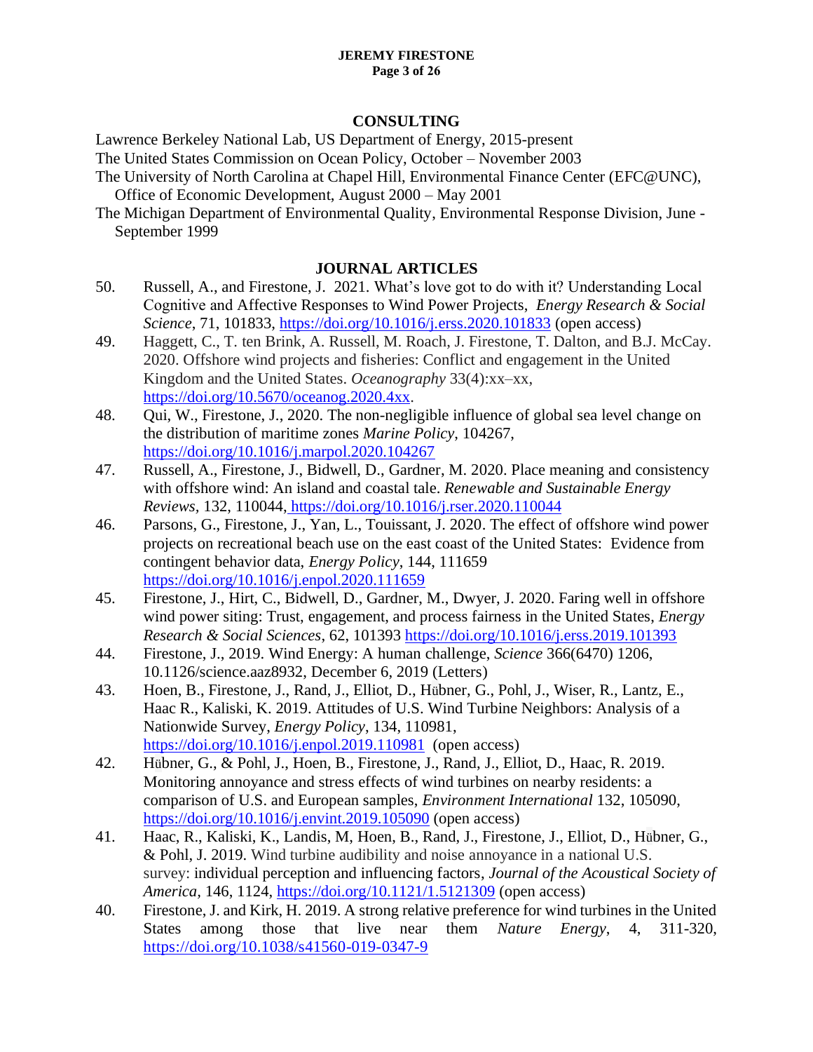## CONSULTING

Lawrence Berkeley National Lab, US Department of Energy, 2015-present

The United States Commission on Ocean Policy, October – November 2003

The University of North Carolina at Chapel Hill, Environmental Finance Center (EFC@UNC), Office of Economic Development, August 2000 – May 2001

The Michigan Department of Environmental Quality, Environmental Response Division, June - September 1999

## JOURNAL ARTICLES

50. Russell, A., and Firestone, J. 2021. What's love got to do with it? Understanding Local Cognitive and Affective Responses to Wind Power Projects, *Energy Research & Social Science*, 71, 101833, https://doi.org/10.1016/j.erss.2020.101833 (open access)
49. Haggett, C., T. ten Brink, A. Russell, M. Roach, J. Firestone, T. Dalton, and B.J. McCay. 2020. Offshore wind projects and fisheries: Conflict and engagement in the United Kingdom and the United States. *Oceanography* 33(4):xx–xx, https://doi.org/10.5670/oceanog.2020.4xx.
48. Qui, W., Firestone, J., 2020. The non-negligible influence of global sea level change on the distribution of maritime zones *Marine Policy*, 104267, https://doi.org/10.1016/j.marpol.2020.104267
47. Russell, A., Firestone, J., Bidwell, D., Gardner, M. 2020. Place meaning and consistency with offshore wind: An island and coastal tale. *Renewable and Sustainable Energy Reviews*, 132, 110044, https://doi.org/10.1016/j.rser.2020.110044
46. Parsons, G., Firestone, J., Yan, L., Touissant, J. 2020. The effect of offshore wind power projects on recreational beach use on the east coast of the United States: Evidence from contingent behavior data, *Energy Policy*, 144, 111659 https://doi.org/10.1016/j.enpol.2020.111659
45. Firestone, J., Hirt, C., Bidwell, D., Gardner, M., Dwyer, J. 2020. Faring well in offshore wind power siting: Trust, engagement, and process fairness in the United States, *Energy Research & Social Sciences*, 62, 101393 https://doi.org/10.1016/j.erss.2019.101393
44. Firestone, J., 2019. Wind Energy: A human challenge, *Science* 366(6470) 1206, 10.1126/science.aaz8932, December 6, 2019 (Letters)
43. Hoen, B., Firestone, J., Rand, J., Elliot, D., Hübner, G., Pohl, J., Wiser, R., Lantz, E., Haac R., Kaliski, K. 2019. Attitudes of U.S. Wind Turbine Neighbors: Analysis of a Nationwide Survey, *Energy Policy*, 134, 110981, https://doi.org/10.1016/j.enpol.2019.110981 (open access)
42. Hübner, G., & Pohl, J., Hoen, B., Firestone, J., Rand, J., Elliot, D., Haac, R. 2019. Monitoring annoyance and stress effects of wind turbines on nearby residents: a comparison of U.S. and European samples, *Environment International* 132, 105090, https://doi.org/10.1016/j.envint.2019.105090 (open access)
41. Haac, R., Kaliski, K., Landis, M, Hoen, B., Rand, J., Firestone, J., Elliot, D., Hübner, G., & Pohl, J. 2019. Wind turbine audibility and noise annoyance in a national U.S. survey: individual perception and influencing factors, *Journal of the Acoustical Society of America*, 146, 1124, https://doi.org/10.1121/1.5121309 (open access)
40. Firestone, J. and Kirk, H. 2019. A strong relative preference for wind turbines in the United States among those that live near them *Nature Energy*, 4, 311-320, https://doi.org/10.1038/s41560-019-0347-9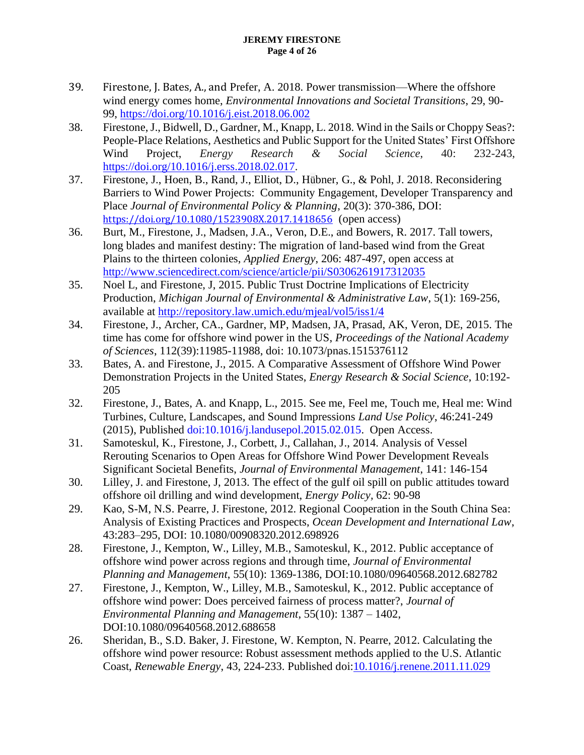39. Firestone, J. Bates, A., and Prefer, A. 2018. Power transmission—Where the offshore wind energy comes home, *Environmental Innovations and Societal Transitions*, 29, 90-99, https://doi.org/10.1016/j.eist.2018.06.002
38. Firestone, J., Bidwell, D., Gardner, M., Knapp, L. 2018. Wind in the Sails or Choppy Seas?: People-Place Relations, Aesthetics and Public Support for the United States' First Offshore Wind Project, *Energy Research & Social Science*, 40: 232-243, https://doi.org/10.1016/j.erss.2018.02.017.
37. Firestone, J., Hoen, B., Rand, J., Elliot, D., Hübner, G., & Pohl, J. 2018. Reconsidering Barriers to Wind Power Projects: Community Engagement, Developer Transparency and Place *Journal of Environmental Policy & Planning*, 20(3): 370-386, DOI: https://doi.org/10.1080/1523908X.2017.1418656 (open access)
36. Burt, M., Firestone, J., Madsen, J.A., Veron, D.E., and Bowers, R. 2017. Tall towers, long blades and manifest destiny: The migration of land-based wind from the Great Plains to the thirteen colonies, *Applied Energy*, 206: 487-497, open access at http://www.sciencedirect.com/science/article/pii/S0306261917312035
35. Noel L, and Firestone, J, 2015. Public Trust Doctrine Implications of Electricity Production, *Michigan Journal of Environmental & Administrative Law*, 5(1): 169-256, available at http://repository.law.umich.edu/mjeal/vol5/iss1/4
34. Firestone, J., Archer, CA., Gardner, MP, Madsen, JA, Prasad, AK, Veron, DE, 2015. The time has come for offshore wind power in the US, *Proceedings of the National Academy of Sciences*, 112(39):11985-11988, doi: 10.1073/pnas.1515376112
33. Bates, A. and Firestone, J., 2015. A Comparative Assessment of Offshore Wind Power Demonstration Projects in the United States, *Energy Research & Social Science*, 10:192-205
32. Firestone, J., Bates, A. and Knapp, L., 2015. See me, Feel me, Touch me, Heal me: Wind Turbines, Culture, Landscapes, and Sound Impressions *Land Use Policy*, 46:241-249 (2015), Published doi:10.1016/j.landusepol.2015.02.015. Open Access.
31. Samoteskul, K., Firestone, J., Corbett, J., Callahan, J., 2014. Analysis of Vessel Rerouting Scenarios to Open Areas for Offshore Wind Power Development Reveals Significant Societal Benefits, *Journal of Environmental Management*, 141: 146-154
30. Lilley, J. and Firestone, J, 2013. The effect of the gulf oil spill on public attitudes toward offshore oil drilling and wind development, *Energy Policy*, 62: 90-98
29. Kao, S-M, N.S. Pearre, J. Firestone, 2012. Regional Cooperation in the South China Sea: Analysis of Existing Practices and Prospects, *Ocean Development and International Law*, 43:283–295, DOI: 10.1080/00908320.2012.698926
28. Firestone, J., Kempton, W., Lilley, M.B., Samoteskul, K., 2012. Public acceptance of offshore wind power across regions and through time, *Journal of Environmental Planning and Management*, 55(10): 1369-1386, DOI:10.1080/09640568.2012.682782
27. Firestone, J., Kempton, W., Lilley, M.B., Samoteskul, K., 2012. Public acceptance of offshore wind power: Does perceived fairness of process matter?, *Journal of Environmental Planning and Management*, 55(10): 1387 – 1402, DOI:10.1080/09640568.2012.688658
26. Sheridan, B., S.D. Baker, J. Firestone, W. Kempton, N. Pearre, 2012. Calculating the offshore wind power resource: Robust assessment methods applied to the U.S. Atlantic Coast, *Renewable Energy*, 43, 224-233. Published doi:10.1016/j.renene.2011.11.029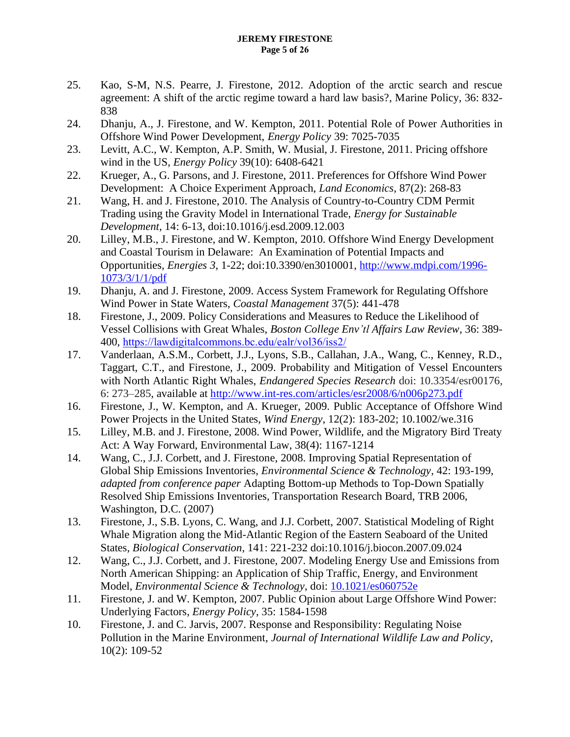25. Kao, S-M, N.S. Pearre, J. Firestone, 2012. Adoption of the arctic search and rescue agreement: A shift of the arctic regime toward a hard law basis?, Marine Policy, 36: 832-838
24. Dhanju, A., J. Firestone, and W. Kempton, 2011. Potential Role of Power Authorities in Offshore Wind Power Development, *Energy Policy* 39: 7025-7035
23. Levitt, A.C., W. Kempton, A.P. Smith, W. Musial, J. Firestone, 2011. Pricing offshore wind in the US, *Energy Policy* 39(10): 6408-6421
22. Krueger, A., G. Parsons, and J. Firestone, 2011. Preferences for Offshore Wind Power Development: A Choice Experiment Approach, *Land Economics*, 87(2): 268-83
21. Wang, H. and J. Firestone, 2010. The Analysis of Country-to-Country CDM Permit Trading using the Gravity Model in International Trade, *Energy for Sustainable Development*, 14: 6-13, doi:10.1016/j.esd.2009.12.003
20. Lilley, M.B., J. Firestone, and W. Kempton, 2010. Offshore Wind Energy Development and Coastal Tourism in Delaware: An Examination of Potential Impacts and Opportunities, *Energies 3,* 1-22; doi:10.3390/en3010001, http://www.mdpi.com/1996-1073/3/1/1/pdf
19. Dhanju, A. and J. Firestone, 2009. Access System Framework for Regulating Offshore Wind Power in State Waters, *Coastal Management* 37(5): 441-478
18. Firestone, J., 2009. Policy Considerations and Measures to Reduce the Likelihood of Vessel Collisions with Great Whales, *Boston College Env'tl Affairs Law Review*, 36: 389-400, https://lawdigitalcommons.bc.edu/ealr/vol36/iss2/
17. Vanderlaan, A.S.M., Corbett, J.J., Lyons, S.B., Callahan, J.A., Wang, C., Kenney, R.D., Taggart, C.T., and Firestone, J., 2009. Probability and Mitigation of Vessel Encounters with North Atlantic Right Whales, *Endangered Species Research* doi: 10.3354/esr00176, 6: 273–285, available at http://www.int-res.com/articles/esr2008/6/n006p273.pdf
16. Firestone, J., W. Kempton, and A. Krueger, 2009. Public Acceptance of Offshore Wind Power Projects in the United States, *Wind Energy*, 12(2): 183-202; 10.1002/we.316
15. Lilley, M.B. and J. Firestone, 2008. Wind Power, Wildlife, and the Migratory Bird Treaty Act: A Way Forward, Environmental Law, 38(4): 1167-1214
14. Wang, C., J.J. Corbett, and J. Firestone, 2008. Improving Spatial Representation of Global Ship Emissions Inventories, *Environmental Science & Technology*, 42: 193-199, *adapted from conference paper* Adapting Bottom-up Methods to Top-Down Spatially Resolved Ship Emissions Inventories, Transportation Research Board, TRB 2006, Washington, D.C. (2007)
13. Firestone, J., S.B. Lyons, C. Wang, and J.J. Corbett, 2007. Statistical Modeling of Right Whale Migration along the Mid-Atlantic Region of the Eastern Seaboard of the United States, *Biological Conservation*, 141: 221-232 doi:10.1016/j.biocon.2007.09.024
12. Wang, C., J.J. Corbett, and J. Firestone, 2007. Modeling Energy Use and Emissions from North American Shipping: an Application of Ship Traffic, Energy, and Environment Model, *Environmental Science & Technology*, doi: 10.1021/es060752e
11. Firestone, J. and W. Kempton, 2007. Public Opinion about Large Offshore Wind Power: Underlying Factors, *Energy Policy*, 35: 1584-1598
10. Firestone, J. and C. Jarvis, 2007. Response and Responsibility: Regulating Noise Pollution in the Marine Environment, *Journal of International Wildlife Law and Policy*, 10(2): 109-52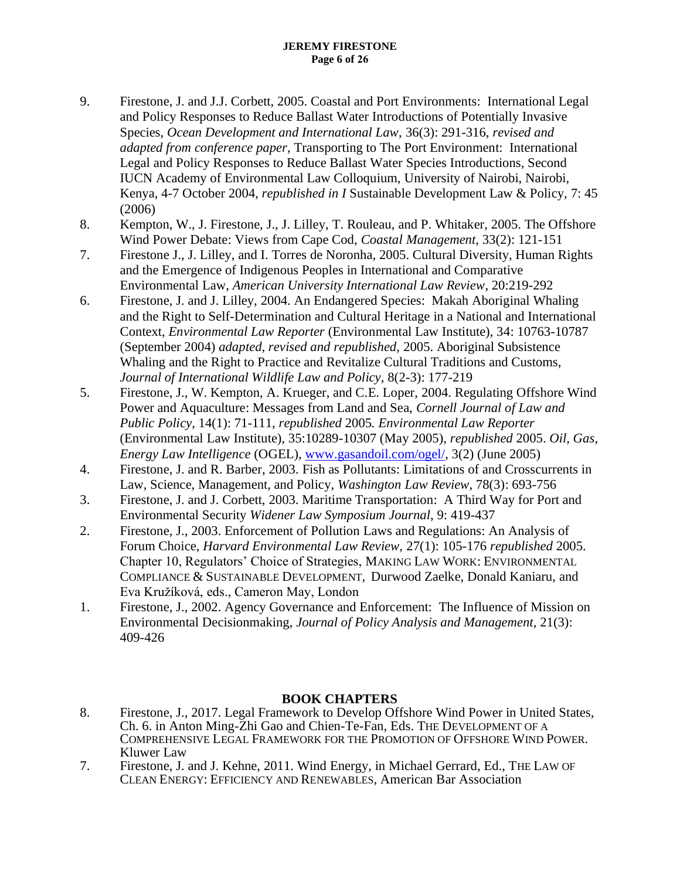9. Firestone, J. and J.J. Corbett, 2005. Coastal and Port Environments: International Legal and Policy Responses to Reduce Ballast Water Introductions of Potentially Invasive Species, *Ocean Development and International Law*, 36(3): 291-316, *revised and adapted from conference paper*, Transporting to The Port Environment: International Legal and Policy Responses to Reduce Ballast Water Species Introductions, Second IUCN Academy of Environmental Law Colloquium, University of Nairobi, Nairobi, Kenya, 4-7 October 2004, *republished in I* Sustainable Development Law & Policy, 7: 45 (2006)
8. Kempton, W., J. Firestone, J., J. Lilley, T. Rouleau, and P. Whitaker, 2005. The Offshore Wind Power Debate: Views from Cape Cod, *Coastal Management*, 33(2): 121-151
7. Firestone J., J. Lilley, and I. Torres de Noronha, 2005. Cultural Diversity, Human Rights and the Emergence of Indigenous Peoples in International and Comparative Environmental Law, *American University International Law Review*, 20:219-292
6. Firestone, J. and J. Lilley, 2004. An Endangered Species: Makah Aboriginal Whaling and the Right to Self-Determination and Cultural Heritage in a National and International Context, *Environmental Law Reporter* (Environmental Law Institute), 34: 10763-10787 (September 2004) *adapted, revised and republished*, 2005. Aboriginal Subsistence Whaling and the Right to Practice and Revitalize Cultural Traditions and Customs, *Journal of International Wildlife Law and Policy*, 8(2-3): 177-219
5. Firestone, J., W. Kempton, A. Krueger, and C.E. Loper, 2004. Regulating Offshore Wind Power and Aquaculture: Messages from Land and Sea, *Cornell Journal of Law and Public Policy*, 14(1): 71-111, *republished* 2005*. Environmental Law Reporter* (Environmental Law Institute), 35:10289-10307 (May 2005), *republished* 2005. *Oil, Gas, Energy Law Intelligence* (OGEL), www.gasandoil.com/ogel/, 3(2) (June 2005)
4. Firestone, J. and R. Barber, 2003. Fish as Pollutants: Limitations of and Crosscurrents in Law, Science, Management, and Policy, *Washington Law Review*, 78(3): 693-756
3. Firestone, J. and J. Corbett, 2003. Maritime Transportation: A Third Way for Port and Environmental Security *Widener Law Symposium Journal*, 9: 419-437
2. Firestone, J., 2003. Enforcement of Pollution Laws and Regulations: An Analysis of Forum Choice, *Harvard Environmental Law Review*, 27(1): 105-176 *republished* 2005. Chapter 10, Regulators' Choice of Strategies, MAKING LAW WORK: ENVIRONMENTAL COMPLIANCE & SUSTAINABLE DEVELOPMENT, Durwood Zaelke, Donald Kaniaru, and Eva Kružíková, eds., Cameron May, London
1. Firestone, J., 2002. Agency Governance and Enforcement: The Influence of Mission on Environmental Decisionmaking, *Journal of Policy Analysis and Management*, 21(3): 409-426

## BOOK CHAPTERS

8. Firestone, J., 2017. Legal Framework to Develop Offshore Wind Power in United States, Ch. 6. in Anton Ming-Zhi Gao and Chien-Te-Fan, Eds. THE DEVELOPMENT OF A COMPREHENSIVE LEGAL FRAMEWORK FOR THE PROMOTION OF OFFSHORE WIND POWER. Kluwer Law
7. Firestone, J. and J. Kehne, 2011. Wind Energy, in Michael Gerrard, Ed., THE LAW OF CLEAN ENERGY: EFFICIENCY AND RENEWABLES, American Bar Association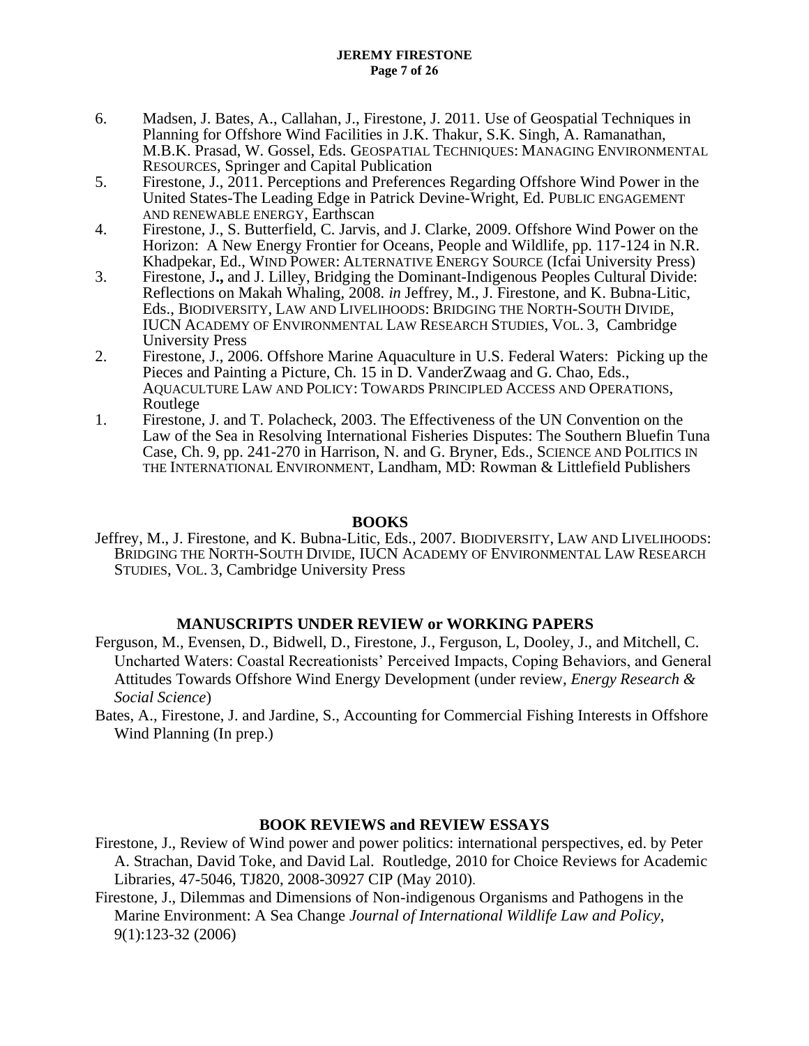6. Madsen, J. Bates, A., Callahan, J., Firestone, J. 2011. Use of Geospatial Techniques in Planning for Offshore Wind Facilities in J.K. Thakur, S.K. Singh, A. Ramanathan, M.B.K. Prasad, W. Gossel, Eds. GEOSPATIAL TECHNIQUES: MANAGING ENVIRONMENTAL RESOURCES, Springer and Capital Publication
5. Firestone, J., 2011. Perceptions and Preferences Regarding Offshore Wind Power in the United States-The Leading Edge in Patrick Devine-Wright, Ed. PUBLIC ENGAGEMENT AND RENEWABLE ENERGY, Earthscan
4. Firestone, J., S. Butterfield, C. Jarvis, and J. Clarke, 2009. Offshore Wind Power on the Horizon: A New Energy Frontier for Oceans, People and Wildlife, pp. 117-124 in N.R. Khadpekar, Ed., WIND POWER: ALTERNATIVE ENERGY SOURCE (Icfai University Press)
3. Firestone, J**.,** and J. Lilley, Bridging the Dominant-Indigenous Peoples Cultural Divide: Reflections on Makah Whaling, 2008. *in* Jeffrey, M., J. Firestone, and K. Bubna-Litic, Eds., BIODIVERSITY, LAW AND LIVELIHOODS: BRIDGING THE NORTH-SOUTH DIVIDE, IUCN ACADEMY OF ENVIRONMENTAL LAW RESEARCH STUDIES, VOL. 3, Cambridge University Press
2. Firestone, J., 2006. Offshore Marine Aquaculture in U.S. Federal Waters: Picking up the Pieces and Painting a Picture, Ch. 15 in D. VanderZwaag and G. Chao, Eds., AQUACULTURE LAW AND POLICY: TOWARDS PRINCIPLED ACCESS AND OPERATIONS, Routlege
1. Firestone, J. and T. Polacheck, 2003. The Effectiveness of the UN Convention on the Law of the Sea in Resolving International Fisheries Disputes: The Southern Bluefin Tuna Case, Ch. 9, pp. 241-270 in Harrison, N. and G. Bryner, Eds., SCIENCE AND POLITICS IN THE INTERNATIONAL ENVIRONMENT, Landham, MD: Rowman & Littlefield Publishers

## BOOKS

Jeffrey, M., J. Firestone, and K. Bubna-Litic, Eds., 2007. BIODIVERSITY, LAW AND LIVELIHOODS: BRIDGING THE NORTH-SOUTH DIVIDE, IUCN ACADEMY OF ENVIRONMENTAL LAW RESEARCH STUDIES, VOL. 3, Cambridge University Press

## MANUSCRIPTS UNDER REVIEW or WORKING PAPERS

Ferguson, M., Evensen, D., Bidwell, D., Firestone, J., Ferguson, L, Dooley, J., and Mitchell, C. Uncharted Waters: Coastal Recreationists' Perceived Impacts, Coping Behaviors, and General Attitudes Towards Offshore Wind Energy Development (under review, *Energy Research & Social Science*)

Bates, A., Firestone, J. and Jardine, S., Accounting for Commercial Fishing Interests in Offshore Wind Planning (In prep.)

## BOOK REVIEWS and REVIEW ESSAYS

Firestone, J., Review of Wind power and power politics: international perspectives, ed. by Peter A. Strachan, David Toke, and David Lal. Routledge, 2010 for Choice Reviews for Academic Libraries, 47-5046, TJ820, 2008-30927 CIP (May 2010).

Firestone, J., Dilemmas and Dimensions of Non-indigenous Organisms and Pathogens in the Marine Environment: A Sea Change *Journal of International Wildlife Law and Policy*, 9(1):123-32 (2006)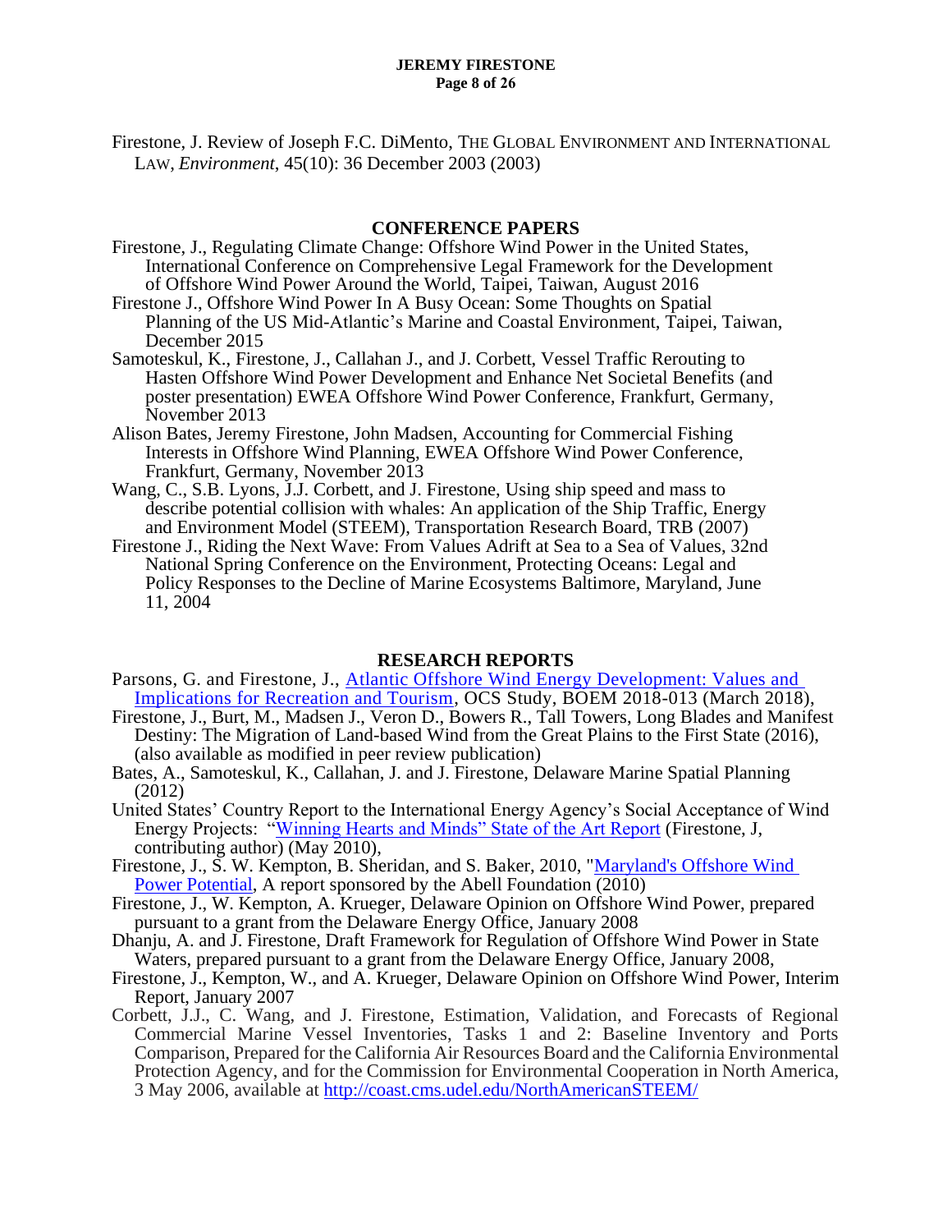Firestone, J. Review of Joseph F.C. DiMento, THE GLOBAL ENVIRONMENT AND INTERNATIONAL LAW, *Environment*, 45(10): 36 December 2003 (2003)

## CONFERENCE PAPERS

Firestone, J., Regulating Climate Change: Offshore Wind Power in the United States, International Conference on Comprehensive Legal Framework for the Development of Offshore Wind Power Around the World, Taipei, Taiwan, August 2016

Firestone J., Offshore Wind Power In A Busy Ocean: Some Thoughts on Spatial Planning of the US Mid-Atlantic's Marine and Coastal Environment, Taipei, Taiwan, December 2015

Samoteskul, K., Firestone, J., Callahan J., and J. Corbett, Vessel Traffic Rerouting to Hasten Offshore Wind Power Development and Enhance Net Societal Benefits (and poster presentation) EWEA Offshore Wind Power Conference, Frankfurt, Germany, November 2013

Alison Bates, Jeremy Firestone, John Madsen, Accounting for Commercial Fishing Interests in Offshore Wind Planning, EWEA Offshore Wind Power Conference, Frankfurt, Germany, November 2013

Wang, C., S.B. Lyons, J.J. Corbett, and J. Firestone, Using ship speed and mass to describe potential collision with whales: An application of the Ship Traffic, Energy and Environment Model (STEEM), Transportation Research Board, TRB (2007)

Firestone J., Riding the Next Wave: From Values Adrift at Sea to a Sea of Values, 32nd National Spring Conference on the Environment, Protecting Oceans: Legal and Policy Responses to the Decline of Marine Ecosystems Baltimore, Maryland, June 11, 2004

## RESEARCH REPORTS

Parsons, G. and Firestone, J., Atlantic Offshore Wind Energy Development: Values and Implications for Recreation and Tourism, OCS Study, BOEM 2018-013 (March 2018),

Firestone, J., Burt, M., Madsen J., Veron D., Bowers R., Tall Towers, Long Blades and Manifest Destiny: The Migration of Land-based Wind from the Great Plains to the First State (2016), (also available as modified in peer review publication)

Bates, A., Samoteskul, K., Callahan, J. and J. Firestone, Delaware Marine Spatial Planning (2012)

United States' Country Report to the International Energy Agency's Social Acceptance of Wind Energy Projects: "Winning Hearts and Minds" State of the Art Report (Firestone, J, contributing author) (May 2010),

Firestone, J., S. W. Kempton, B. Sheridan, and S. Baker, 2010, "Maryland's Offshore Wind Power Potential, A report sponsored by the Abell Foundation (2010)

Firestone, J., W. Kempton, A. Krueger, Delaware Opinion on Offshore Wind Power, prepared pursuant to a grant from the Delaware Energy Office, January 2008

Dhanju, A. and J. Firestone, Draft Framework for Regulation of Offshore Wind Power in State Waters, prepared pursuant to a grant from the Delaware Energy Office, January 2008,

Firestone, J., Kempton, W., and A. Krueger, Delaware Opinion on Offshore Wind Power, Interim Report, January 2007

Corbett, J.J., C. Wang, and J. Firestone, Estimation, Validation, and Forecasts of Regional Commercial Marine Vessel Inventories, Tasks 1 and 2: Baseline Inventory and Ports Comparison, Prepared for the California Air Resources Board and the California Environmental Protection Agency, and for the Commission for Environmental Cooperation in North America, 3 May 2006, available at http://coast.cms.udel.edu/NorthAmericanSTEEM/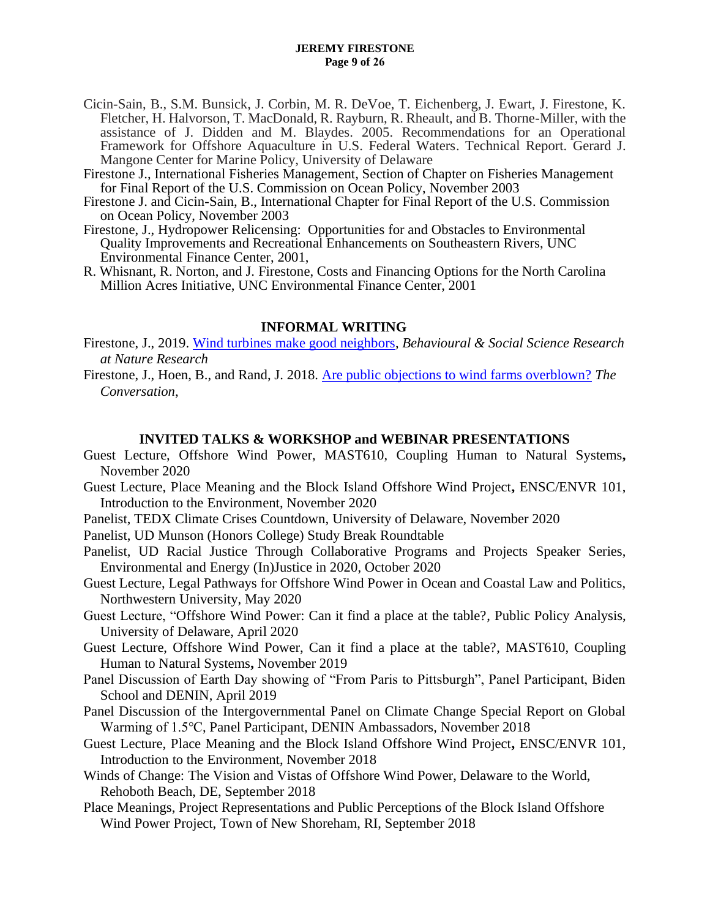Cicin-Sain, B., S.M. Bunsick, J. Corbin, M. R. DeVoe, T. Eichenberg, J. Ewart, J. Firestone, K. Fletcher, H. Halvorson, T. MacDonald, R. Rayburn, R. Rheault, and B. Thorne-Miller, with the assistance of J. Didden and M. Blaydes. 2005. Recommendations for an Operational Framework for Offshore Aquaculture in U.S. Federal Waters. Technical Report. Gerard J. Mangone Center for Marine Policy, University of Delaware

Firestone J., International Fisheries Management, Section of Chapter on Fisheries Management for Final Report of the U.S. Commission on Ocean Policy, November 2003

Firestone J. and Cicin-Sain, B., International Chapter for Final Report of the U.S. Commission on Ocean Policy, November 2003

Firestone, J., Hydropower Relicensing: Opportunities for and Obstacles to Environmental Quality Improvements and Recreational Enhancements on Southeastern Rivers, UNC Environmental Finance Center, 2001,

R. Whisnant, R. Norton, and J. Firestone, Costs and Financing Options for the North Carolina Million Acres Initiative, UNC Environmental Finance Center, 2001

## INFORMAL WRITING

Firestone, J., 2019. Wind turbines make good neighbors, *Behavioural & Social Science Research at Nature Research*

Firestone, J., Hoen, B., and Rand, J. 2018. Are public objections to wind farms overblown? *The Conversation*,

## INVITED TALKS & WORKSHOP and WEBINAR PRESENTATIONS

Guest Lecture, Offshore Wind Power, MAST610, Coupling Human to Natural Systems**,** November 2020

Guest Lecture, Place Meaning and the Block Island Offshore Wind Project**,** ENSC/ENVR 101, Introduction to the Environment, November 2020

Panelist, TEDX Climate Crises Countdown, University of Delaware, November 2020

Panelist, UD Munson (Honors College) Study Break Roundtable

Panelist, UD Racial Justice Through Collaborative Programs and Projects Speaker Series, Environmental and Energy (In)Justice in 2020, October 2020

Guest Lecture, Legal Pathways for Offshore Wind Power in Ocean and Coastal Law and Politics, Northwestern University, May 2020

Guest Lecture, "Offshore Wind Power: Can it find a place at the table?, Public Policy Analysis, University of Delaware, April 2020

Guest Lecture, Offshore Wind Power, Can it find a place at the table?, MAST610, Coupling Human to Natural Systems**,** November 2019

Panel Discussion of Earth Day showing of "From Paris to Pittsburgh", Panel Participant, Biden School and DENIN, April 2019

Panel Discussion of the Intergovernmental Panel on Climate Change Special Report on Global Warming of 1.5℃, Panel Participant, DENIN Ambassadors, November 2018

Guest Lecture, Place Meaning and the Block Island Offshore Wind Project**,** ENSC/ENVR 101, Introduction to the Environment, November 2018

Winds of Change: The Vision and Vistas of Offshore Wind Power, Delaware to the World, Rehoboth Beach, DE, September 2018

Place Meanings, Project Representations and Public Perceptions of the Block Island Offshore Wind Power Project, Town of New Shoreham, RI, September 2018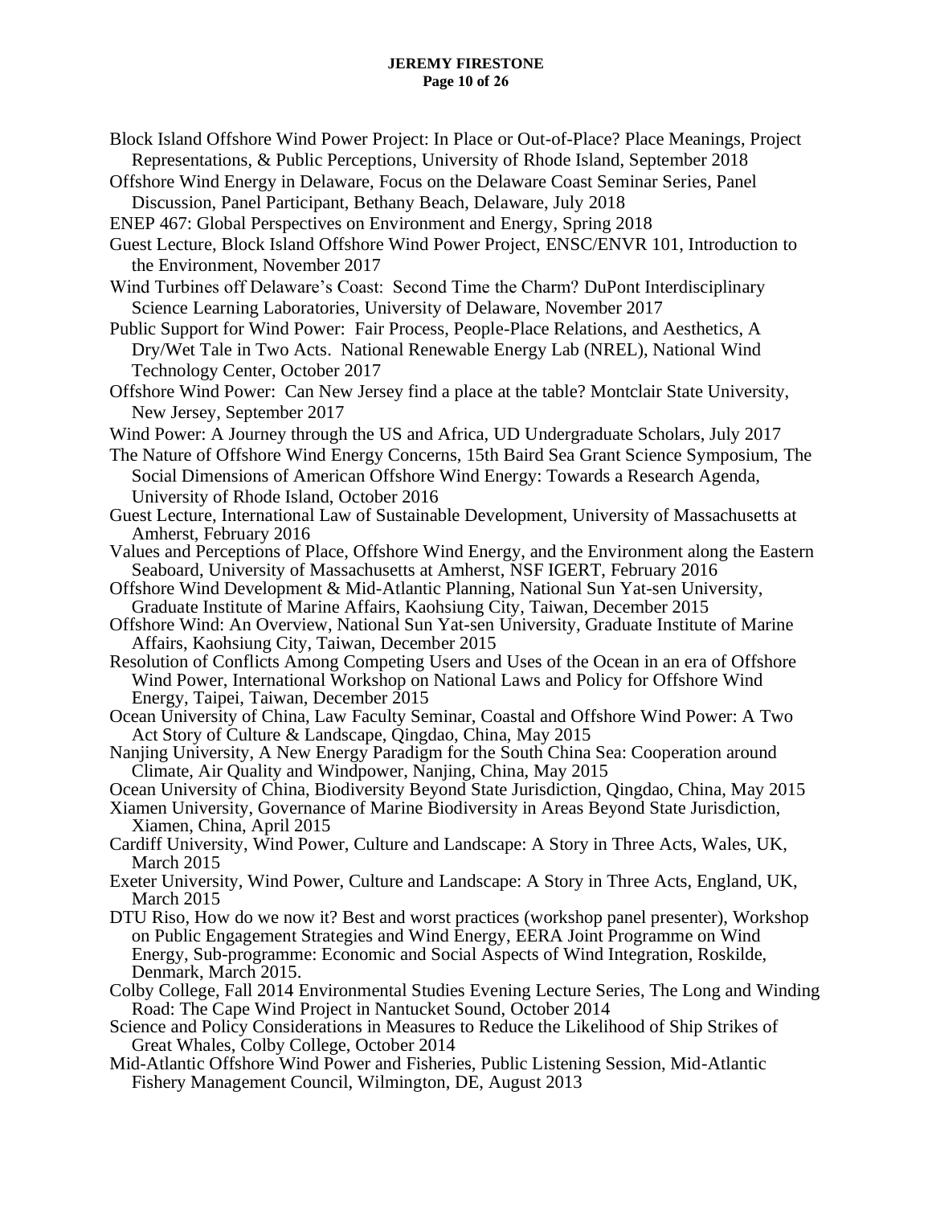Block Island Offshore Wind Power Project: In Place or Out-of-Place? Place Meanings, Project Representations, & Public Perceptions, University of Rhode Island, September 2018

Offshore Wind Energy in Delaware, Focus on the Delaware Coast Seminar Series, Panel Discussion, Panel Participant, Bethany Beach, Delaware, July 2018

ENEP 467: Global Perspectives on Environment and Energy, Spring 2018

Guest Lecture, Block Island Offshore Wind Power Project, ENSC/ENVR 101, Introduction to the Environment, November 2017

Wind Turbines off Delaware's Coast: Second Time the Charm? DuPont Interdisciplinary Science Learning Laboratories, University of Delaware, November 2017

Public Support for Wind Power: Fair Process, People-Place Relations, and Aesthetics, A Dry/Wet Tale in Two Acts. National Renewable Energy Lab (NREL), National Wind Technology Center, October 2017

Offshore Wind Power: Can New Jersey find a place at the table? Montclair State University, New Jersey, September 2017

Wind Power: A Journey through the US and Africa, UD Undergraduate Scholars, July 2017

The Nature of Offshore Wind Energy Concerns, 15th Baird Sea Grant Science Symposium, The Social Dimensions of American Offshore Wind Energy: Towards a Research Agenda, University of Rhode Island, October 2016

Guest Lecture, International Law of Sustainable Development, University of Massachusetts at Amherst, February 2016

Values and Perceptions of Place, Offshore Wind Energy, and the Environment along the Eastern Seaboard, University of Massachusetts at Amherst, NSF IGERT, February 2016

Offshore Wind Development & Mid-Atlantic Planning, National Sun Yat-sen University, Graduate Institute of Marine Affairs, Kaohsiung City, Taiwan, December 2015

Offshore Wind: An Overview, National Sun Yat-sen University, Graduate Institute of Marine Affairs, Kaohsiung City, Taiwan, December 2015

Resolution of Conflicts Among Competing Users and Uses of the Ocean in an era of Offshore Wind Power, International Workshop on National Laws and Policy for Offshore Wind Energy, Taipei, Taiwan, December 2015

Ocean University of China, Law Faculty Seminar, Coastal and Offshore Wind Power: A Two Act Story of Culture & Landscape, Qingdao, China, May 2015

Nanjing University, A New Energy Paradigm for the South China Sea: Cooperation around Climate, Air Quality and Windpower, Nanjing, China, May 2015

Ocean University of China, Biodiversity Beyond State Jurisdiction, Qingdao, China, May 2015

Xiamen University, Governance of Marine Biodiversity in Areas Beyond State Jurisdiction, Xiamen, China, April 2015

Cardiff University, Wind Power, Culture and Landscape: A Story in Three Acts, Wales, UK, March 2015

Exeter University, Wind Power, Culture and Landscape: A Story in Three Acts, England, UK, March 2015

DTU Riso, How do we now it? Best and worst practices (workshop panel presenter), Workshop on Public Engagement Strategies and Wind Energy, EERA Joint Programme on Wind Energy, Sub-programme: Economic and Social Aspects of Wind Integration, Roskilde, Denmark, March 2015.

Colby College, Fall 2014 Environmental Studies Evening Lecture Series, The Long and Winding Road: The Cape Wind Project in Nantucket Sound, October 2014

Science and Policy Considerations in Measures to Reduce the Likelihood of Ship Strikes of Great Whales, Colby College, October 2014

Mid-Atlantic Offshore Wind Power and Fisheries, Public Listening Session, Mid-Atlantic Fishery Management Council, Wilmington, DE, August 2013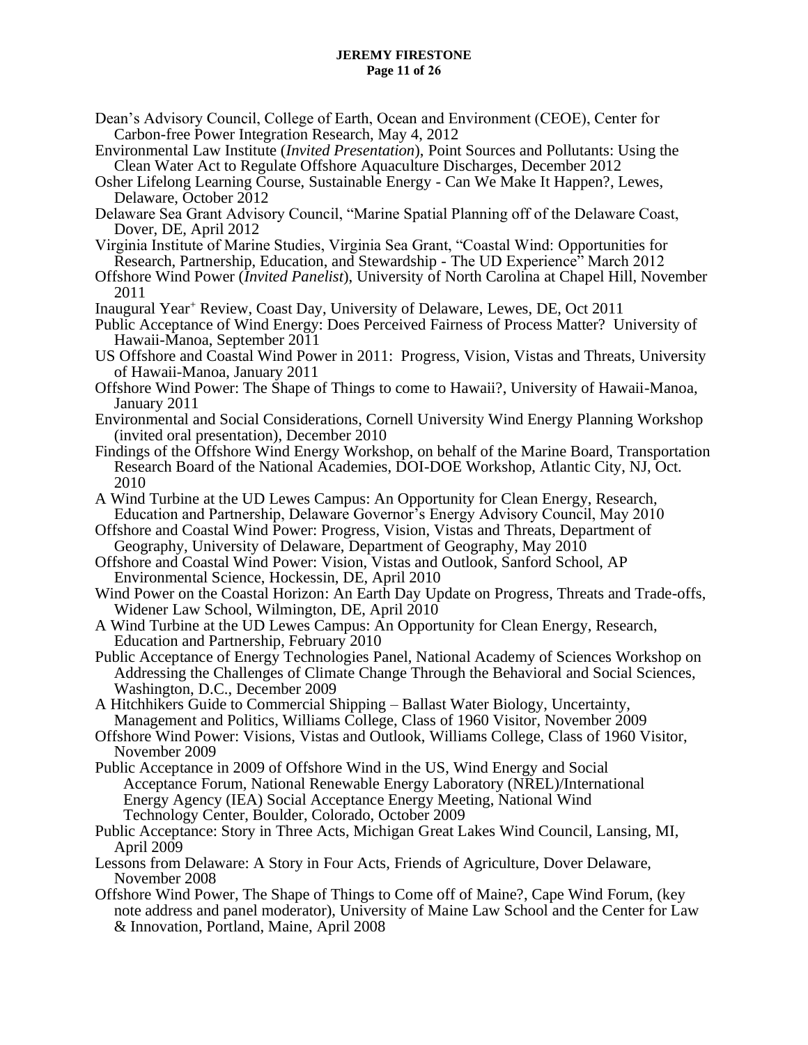Dean's Advisory Council, College of Earth, Ocean and Environment (CEOE), Center for Carbon-free Power Integration Research, May 4, 2012

Environmental Law Institute (*Invited Presentation*), Point Sources and Pollutants: Using the Clean Water Act to Regulate Offshore Aquaculture Discharges, December 2012

Osher Lifelong Learning Course, Sustainable Energy - Can We Make It Happen?, Lewes, Delaware, October 2012

Delaware Sea Grant Advisory Council, "Marine Spatial Planning off of the Delaware Coast, Dover, DE, April 2012

Virginia Institute of Marine Studies, Virginia Sea Grant, "Coastal Wind: Opportunities for Research, Partnership, Education, and Stewardship - The UD Experience" March 2012

Offshore Wind Power (*Invited Panelist*), University of North Carolina at Chapel Hill, November 2011

Inaugural Year⁺ Review, Coast Day, University of Delaware, Lewes, DE, Oct 2011

Public Acceptance of Wind Energy: Does Perceived Fairness of Process Matter? University of Hawaii-Manoa, September 2011

US Offshore and Coastal Wind Power in 2011: Progress, Vision, Vistas and Threats, University of Hawaii-Manoa, January 2011

Offshore Wind Power: The Shape of Things to come to Hawaii?, University of Hawaii-Manoa, January 2011

Environmental and Social Considerations, Cornell University Wind Energy Planning Workshop (invited oral presentation), December 2010

Findings of the Offshore Wind Energy Workshop, on behalf of the Marine Board, Transportation Research Board of the National Academies, DOI-DOE Workshop, Atlantic City, NJ, Oct. 2010

A Wind Turbine at the UD Lewes Campus: An Opportunity for Clean Energy, Research, Education and Partnership, Delaware Governor's Energy Advisory Council, May 2010

Offshore and Coastal Wind Power: Progress, Vision, Vistas and Threats, Department of Geography, University of Delaware, Department of Geography, May 2010

Offshore and Coastal Wind Power: Vision, Vistas and Outlook, Sanford School, AP Environmental Science, Hockessin, DE, April 2010

Wind Power on the Coastal Horizon: An Earth Day Update on Progress, Threats and Trade-offs, Widener Law School, Wilmington, DE, April 2010

A Wind Turbine at the UD Lewes Campus: An Opportunity for Clean Energy, Research, Education and Partnership, February 2010

Public Acceptance of Energy Technologies Panel, National Academy of Sciences Workshop on Addressing the Challenges of Climate Change Through the Behavioral and Social Sciences, Washington, D.C., December 2009

A Hitchhikers Guide to Commercial Shipping – Ballast Water Biology, Uncertainty, Management and Politics, Williams College, Class of 1960 Visitor, November 2009

Offshore Wind Power: Visions, Vistas and Outlook, Williams College, Class of 1960 Visitor, November 2009

Public Acceptance in 2009 of Offshore Wind in the US, Wind Energy and Social Acceptance Forum, National Renewable Energy Laboratory (NREL)/International Energy Agency (IEA) Social Acceptance Energy Meeting, National Wind Technology Center, Boulder, Colorado, October 2009

Public Acceptance: Story in Three Acts, Michigan Great Lakes Wind Council, Lansing, MI, April 2009

Lessons from Delaware: A Story in Four Acts, Friends of Agriculture, Dover Delaware, November 2008

Offshore Wind Power, The Shape of Things to Come off of Maine?, Cape Wind Forum, (key note address and panel moderator), University of Maine Law School and the Center for Law & Innovation, Portland, Maine, April 2008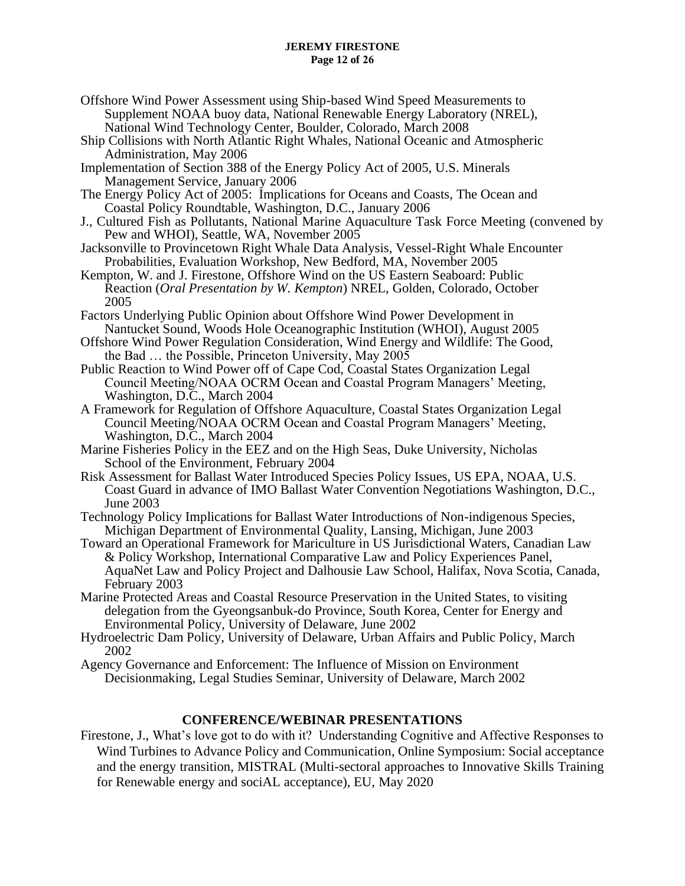Offshore Wind Power Assessment using Ship-based Wind Speed Measurements to Supplement NOAA buoy data, National Renewable Energy Laboratory (NREL), National Wind Technology Center, Boulder, Colorado, March 2008

Ship Collisions with North Atlantic Right Whales, National Oceanic and Atmospheric Administration, May 2006

Implementation of Section 388 of the Energy Policy Act of 2005, U.S. Minerals Management Service, January 2006

The Energy Policy Act of 2005: Implications for Oceans and Coasts, The Ocean and Coastal Policy Roundtable, Washington, D.C., January 2006

J., Cultured Fish as Pollutants, National Marine Aquaculture Task Force Meeting (convened by Pew and WHOI), Seattle, WA, November 2005

Jacksonville to Provincetown Right Whale Data Analysis, Vessel-Right Whale Encounter Probabilities, Evaluation Workshop, New Bedford, MA, November 2005

Kempton, W. and J. Firestone, Offshore Wind on the US Eastern Seaboard: Public Reaction (*Oral Presentation by W. Kempton*) NREL, Golden, Colorado, October 2005

Factors Underlying Public Opinion about Offshore Wind Power Development in Nantucket Sound, Woods Hole Oceanographic Institution (WHOI), August 2005

Offshore Wind Power Regulation Consideration, Wind Energy and Wildlife: The Good, the Bad … the Possible, Princeton University, May 2005

Public Reaction to Wind Power off of Cape Cod, Coastal States Organization Legal Council Meeting/NOAA OCRM Ocean and Coastal Program Managers' Meeting, Washington, D.C., March 2004

A Framework for Regulation of Offshore Aquaculture, Coastal States Organization Legal Council Meeting/NOAA OCRM Ocean and Coastal Program Managers' Meeting, Washington, D.C., March 2004

Marine Fisheries Policy in the EEZ and on the High Seas, Duke University, Nicholas School of the Environment, February 2004

Risk Assessment for Ballast Water Introduced Species Policy Issues, US EPA, NOAA, U.S. Coast Guard in advance of IMO Ballast Water Convention Negotiations Washington, D.C., June 2003

Technology Policy Implications for Ballast Water Introductions of Non-indigenous Species, Michigan Department of Environmental Quality, Lansing, Michigan, June 2003

Toward an Operational Framework for Mariculture in US Jurisdictional Waters, Canadian Law & Policy Workshop, International Comparative Law and Policy Experiences Panel, AquaNet Law and Policy Project and Dalhousie Law School, Halifax, Nova Scotia, Canada, February 2003

Marine Protected Areas and Coastal Resource Preservation in the United States, to visiting delegation from the Gyeongsanbuk-do Province, South Korea, Center for Energy and Environmental Policy, University of Delaware, June 2002

Hydroelectric Dam Policy, University of Delaware, Urban Affairs and Public Policy, March 2002

Agency Governance and Enforcement: The Influence of Mission on Environment Decisionmaking, Legal Studies Seminar, University of Delaware, March 2002

## CONFERENCE/WEBINAR PRESENTATIONS

Firestone, J., What's love got to do with it? Understanding Cognitive and Affective Responses to Wind Turbines to Advance Policy and Communication, Online Symposium: Social acceptance and the energy transition, MISTRAL (Multi-sectoral approaches to Innovative Skills Training for Renewable energy and sociAL acceptance), EU, May 2020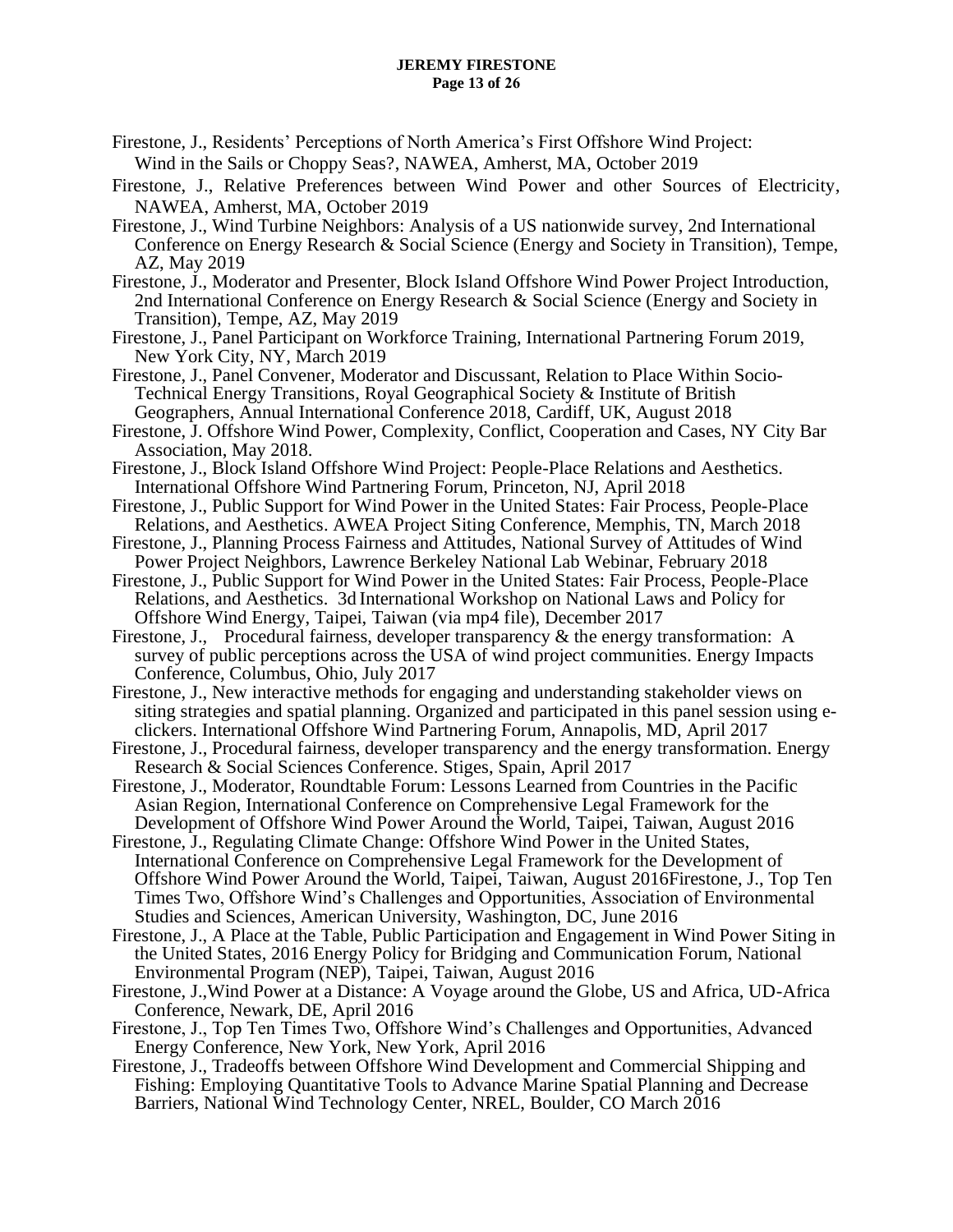Firestone, J., Residents' Perceptions of North America's First Offshore Wind Project: Wind in the Sails or Choppy Seas?, NAWEA, Amherst, MA, October 2019

Firestone, J., Relative Preferences between Wind Power and other Sources of Electricity, NAWEA, Amherst, MA, October 2019

Firestone, J., Wind Turbine Neighbors: Analysis of a US nationwide survey, 2nd International Conference on Energy Research & Social Science (Energy and Society in Transition), Tempe, AZ, May 2019

Firestone, J., Moderator and Presenter, Block Island Offshore Wind Power Project Introduction, 2nd International Conference on Energy Research & Social Science (Energy and Society in Transition), Tempe, AZ, May 2019

Firestone, J., Panel Participant on Workforce Training, International Partnering Forum 2019, New York City, NY, March 2019

Firestone, J., Panel Convener, Moderator and Discussant, Relation to Place Within Socio-Technical Energy Transitions, Royal Geographical Society & Institute of British Geographers, Annual International Conference 2018, Cardiff, UK, August 2018

Firestone, J. Offshore Wind Power, Complexity, Conflict, Cooperation and Cases, NY City Bar Association, May 2018.

Firestone, J., Block Island Offshore Wind Project: People-Place Relations and Aesthetics. International Offshore Wind Partnering Forum, Princeton, NJ, April 2018

Firestone, J., Public Support for Wind Power in the United States: Fair Process, People-Place Relations, and Aesthetics. AWEA Project Siting Conference, Memphis, TN, March 2018

Firestone, J., Planning Process Fairness and Attitudes, National Survey of Attitudes of Wind Power Project Neighbors, Lawrence Berkeley National Lab Webinar, February 2018

Firestone, J., Public Support for Wind Power in the United States: Fair Process, People-Place Relations, and Aesthetics. 3d International Workshop on National Laws and Policy for Offshore Wind Energy, Taipei, Taiwan (via mp4 file), December 2017

Firestone, J., Procedural fairness, developer transparency & the energy transformation: A survey of public perceptions across the USA of wind project communities. Energy Impacts Conference, Columbus, Ohio, July 2017

Firestone, J., New interactive methods for engaging and understanding stakeholder views on siting strategies and spatial planning. Organized and participated in this panel session using e-clickers. International Offshore Wind Partnering Forum, Annapolis, MD, April 2017

Firestone, J., Procedural fairness, developer transparency and the energy transformation. Energy Research & Social Sciences Conference. Stiges, Spain, April 2017

Firestone, J., Moderator, Roundtable Forum: Lessons Learned from Countries in the Pacific Asian Region, International Conference on Comprehensive Legal Framework for the Development of Offshore Wind Power Around the World, Taipei, Taiwan, August 2016

Firestone, J., Regulating Climate Change: Offshore Wind Power in the United States, International Conference on Comprehensive Legal Framework for the Development of Offshore Wind Power Around the World, Taipei, Taiwan, August 2016Firestone, J., Top Ten Times Two, Offshore Wind's Challenges and Opportunities, Association of Environmental Studies and Sciences, American University, Washington, DC, June 2016

Firestone, J., A Place at the Table, Public Participation and Engagement in Wind Power Siting in the United States, 2016 Energy Policy for Bridging and Communication Forum, National Environmental Program (NEP), Taipei, Taiwan, August 2016

Firestone, J.,Wind Power at a Distance: A Voyage around the Globe, US and Africa, UD-Africa Conference, Newark, DE, April 2016

Firestone, J., Top Ten Times Two, Offshore Wind's Challenges and Opportunities, Advanced Energy Conference, New York, New York, April 2016

Firestone, J., Tradeoffs between Offshore Wind Development and Commercial Shipping and Fishing: Employing Quantitative Tools to Advance Marine Spatial Planning and Decrease Barriers, National Wind Technology Center, NREL, Boulder, CO March 2016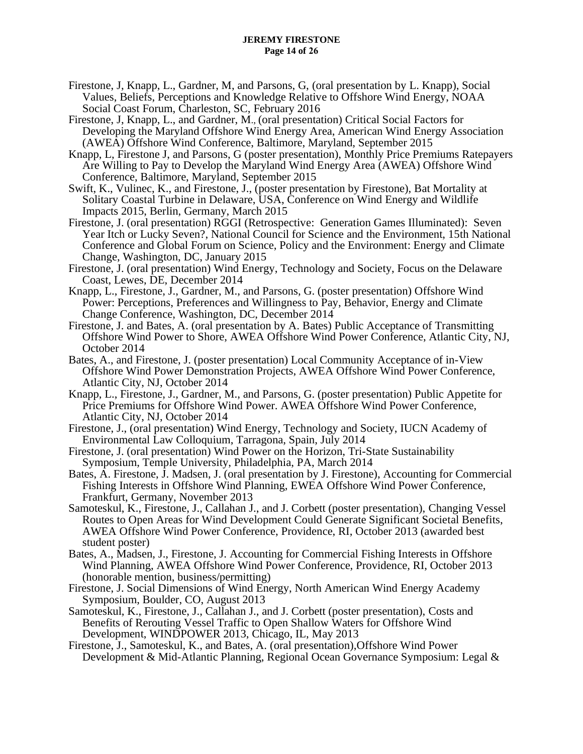Firestone, J, Knapp, L., Gardner, M, and Parsons, G, (oral presentation by L. Knapp), Social Values, Beliefs, Perceptions and Knowledge Relative to Offshore Wind Energy, NOAA Social Coast Forum, Charleston, SC, February 2016

Firestone, J, Knapp, L., and Gardner, M., (oral presentation) Critical Social Factors for Developing the Maryland Offshore Wind Energy Area, American Wind Energy Association (AWEA) Offshore Wind Conference, Baltimore, Maryland, September 2015

Knapp, L, Firestone J, and Parsons, G (poster presentation), Monthly Price Premiums Ratepayers Are Willing to Pay to Develop the Maryland Wind Energy Area (AWEA) Offshore Wind Conference, Baltimore, Maryland, September 2015

Swift, K., Vulinec, K., and Firestone, J., (poster presentation by Firestone), Bat Mortality at Solitary Coastal Turbine in Delaware, USA, Conference on Wind Energy and Wildlife Impacts 2015, Berlin, Germany, March 2015

Firestone, J. (oral presentation) RGGI (Retrospective: Generation Games Illuminated): Seven Year Itch or Lucky Seven?, National Council for Science and the Environment, 15th National Conference and Global Forum on Science, Policy and the Environment: Energy and Climate Change, Washington, DC, January 2015

Firestone, J. (oral presentation) Wind Energy, Technology and Society, Focus on the Delaware Coast, Lewes, DE, December 2014

Knapp, L., Firestone, J., Gardner, M., and Parsons, G. (poster presentation) Offshore Wind Power: Perceptions, Preferences and Willingness to Pay, Behavior, Energy and Climate Change Conference, Washington, DC, December 2014

Firestone, J. and Bates, A. (oral presentation by A. Bates) Public Acceptance of Transmitting Offshore Wind Power to Shore, AWEA Offshore Wind Power Conference, Atlantic City, NJ, October 2014

Bates, A., and Firestone, J. (poster presentation) Local Community Acceptance of in-View Offshore Wind Power Demonstration Projects, AWEA Offshore Wind Power Conference, Atlantic City, NJ, October 2014

Knapp, L., Firestone, J., Gardner, M., and Parsons, G. (poster presentation) Public Appetite for Price Premiums for Offshore Wind Power. AWEA Offshore Wind Power Conference, Atlantic City, NJ, October 2014

Firestone, J., (oral presentation) Wind Energy, Technology and Society, IUCN Academy of Environmental Law Colloquium, Tarragona, Spain, July 2014

Firestone, J. (oral presentation) Wind Power on the Horizon, Tri-State Sustainability Symposium, Temple University, Philadelphia, PA, March 2014

Bates, A. Firestone, J. Madsen, J. (oral presentation by J. Firestone), Accounting for Commercial Fishing Interests in Offshore Wind Planning, EWEA Offshore Wind Power Conference, Frankfurt, Germany, November 2013

Samoteskul, K., Firestone, J., Callahan J., and J. Corbett (poster presentation), Changing Vessel Routes to Open Areas for Wind Development Could Generate Significant Societal Benefits, AWEA Offshore Wind Power Conference, Providence, RI, October 2013 (awarded best student poster)

Bates, A., Madsen, J., Firestone, J. Accounting for Commercial Fishing Interests in Offshore Wind Planning, AWEA Offshore Wind Power Conference, Providence, RI, October 2013 (honorable mention, business/permitting)

Firestone, J. Social Dimensions of Wind Energy, North American Wind Energy Academy Symposium, Boulder, CO, August 2013

Samoteskul, K., Firestone, J., Callahan J., and J. Corbett (poster presentation), Costs and Benefits of Rerouting Vessel Traffic to Open Shallow Waters for Offshore Wind Development, WINDPOWER 2013, Chicago, IL, May 2013

Firestone, J., Samoteskul, K., and Bates, A. (oral presentation),Offshore Wind Power Development & Mid-Atlantic Planning, Regional Ocean Governance Symposium: Legal &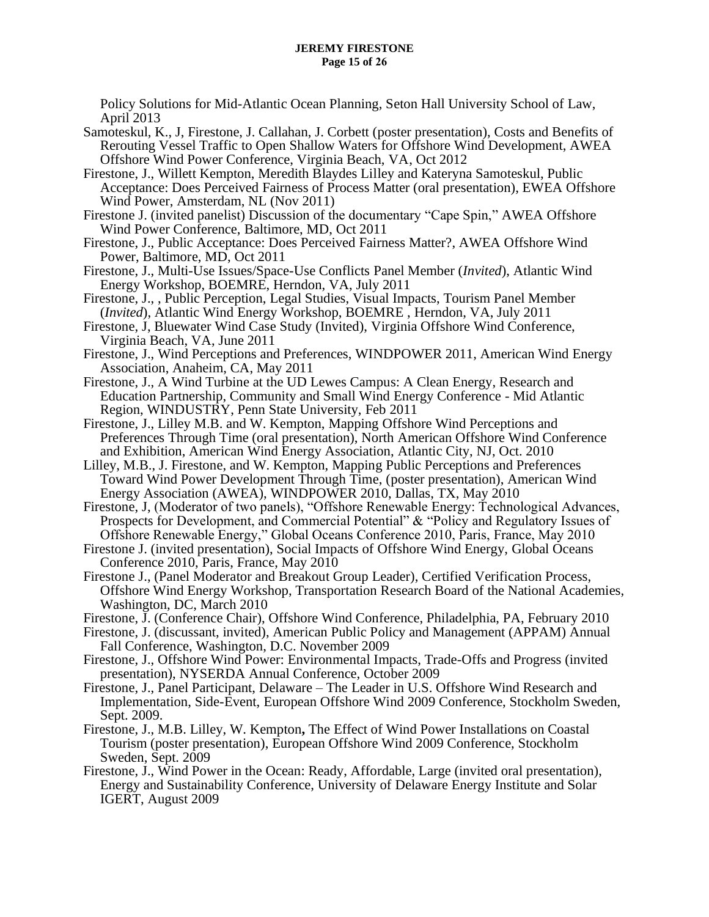Policy Solutions for Mid-Atlantic Ocean Planning, Seton Hall University School of Law, April 2013

Samoteskul, K., J, Firestone, J. Callahan, J. Corbett (poster presentation), Costs and Benefits of Rerouting Vessel Traffic to Open Shallow Waters for Offshore Wind Development, AWEA Offshore Wind Power Conference, Virginia Beach, VA, Oct 2012

Firestone, J., Willett Kempton, Meredith Blaydes Lilley and Kateryna Samoteskul, Public Acceptance: Does Perceived Fairness of Process Matter (oral presentation), EWEA Offshore Wind Power, Amsterdam, NL (Nov 2011)

Firestone J. (invited panelist) Discussion of the documentary "Cape Spin," AWEA Offshore Wind Power Conference, Baltimore, MD, Oct 2011

Firestone, J., Public Acceptance: Does Perceived Fairness Matter?, AWEA Offshore Wind Power, Baltimore, MD, Oct 2011

Firestone, J., Multi-Use Issues/Space-Use Conflicts Panel Member (*Invited*), Atlantic Wind Energy Workshop, BOEMRE, Herndon, VA, July 2011

Firestone, J., , Public Perception, Legal Studies, Visual Impacts, Tourism Panel Member (*Invited*), Atlantic Wind Energy Workshop, BOEMRE , Herndon, VA, July 2011

Firestone, J, Bluewater Wind Case Study (Invited), Virginia Offshore Wind Conference, Virginia Beach, VA, June 2011

Firestone, J., Wind Perceptions and Preferences, WINDPOWER 2011, American Wind Energy Association, Anaheim, CA, May 2011

Firestone, J., A Wind Turbine at the UD Lewes Campus: A Clean Energy, Research and Education Partnership, Community and Small Wind Energy Conference - Mid Atlantic Region, WINDUSTRY, Penn State University, Feb 2011

Firestone, J., Lilley M.B. and W. Kempton, Mapping Offshore Wind Perceptions and Preferences Through Time (oral presentation), North American Offshore Wind Conference and Exhibition, American Wind Energy Association, Atlantic City, NJ, Oct. 2010

Lilley, M.B., J. Firestone, and W. Kempton, Mapping Public Perceptions and Preferences Toward Wind Power Development Through Time, (poster presentation), American Wind Energy Association (AWEA), WINDPOWER 2010, Dallas, TX, May 2010

Firestone, J, (Moderator of two panels), "Offshore Renewable Energy: Technological Advances, Prospects for Development, and Commercial Potential" & "Policy and Regulatory Issues of Offshore Renewable Energy," Global Oceans Conference 2010, Paris, France, May 2010

Firestone J. (invited presentation), Social Impacts of Offshore Wind Energy, Global Oceans Conference 2010, Paris, France, May 2010

Firestone J., (Panel Moderator and Breakout Group Leader), Certified Verification Process, Offshore Wind Energy Workshop, Transportation Research Board of the National Academies, Washington, DC, March 2010

Firestone, J. (Conference Chair), Offshore Wind Conference, Philadelphia, PA, February 2010

Firestone, J. (discussant, invited), American Public Policy and Management (APPAM) Annual Fall Conference, Washington, D.C. November 2009

Firestone, J., Offshore Wind Power: Environmental Impacts, Trade-Offs and Progress (invited presentation), NYSERDA Annual Conference, October 2009

Firestone, J., Panel Participant, Delaware – The Leader in U.S. Offshore Wind Research and Implementation, Side-Event, European Offshore Wind 2009 Conference, Stockholm Sweden, Sept. 2009.

Firestone, J., M.B. Lilley, W. Kempton**,** The Effect of Wind Power Installations on Coastal Tourism (poster presentation), European Offshore Wind 2009 Conference, Stockholm Sweden, Sept. 2009

Firestone, J., Wind Power in the Ocean: Ready, Affordable, Large (invited oral presentation), Energy and Sustainability Conference, University of Delaware Energy Institute and Solar IGERT, August 2009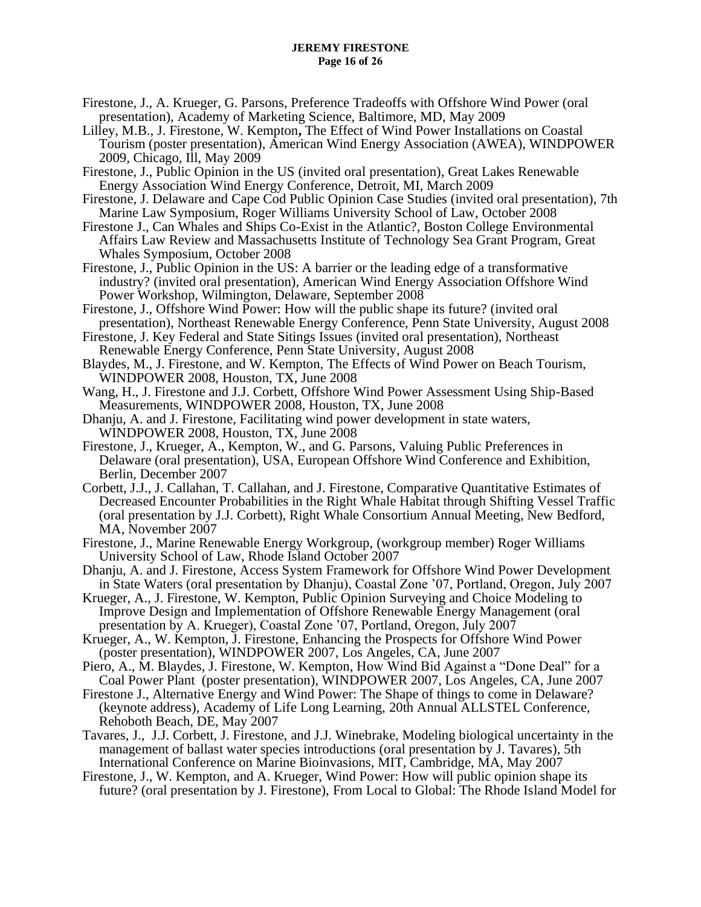Firestone, J., A. Krueger, G. Parsons, Preference Tradeoffs with Offshore Wind Power (oral presentation), Academy of Marketing Science, Baltimore, MD, May 2009

Lilley, M.B., J. Firestone, W. Kempton**,** The Effect of Wind Power Installations on Coastal Tourism (poster presentation), American Wind Energy Association (AWEA), WINDPOWER 2009, Chicago, Ill, May 2009

Firestone, J., Public Opinion in the US (invited oral presentation), Great Lakes Renewable Energy Association Wind Energy Conference, Detroit, MI, March 2009

Firestone, J. Delaware and Cape Cod Public Opinion Case Studies (invited oral presentation), 7th Marine Law Symposium, Roger Williams University School of Law, October 2008

Firestone J., Can Whales and Ships Co-Exist in the Atlantic?, Boston College Environmental Affairs Law Review and Massachusetts Institute of Technology Sea Grant Program, Great Whales Symposium, October 2008

Firestone, J., Public Opinion in the US: A barrier or the leading edge of a transformative industry? (invited oral presentation), American Wind Energy Association Offshore Wind Power Workshop, Wilmington, Delaware, September 2008

Firestone, J., Offshore Wind Power: How will the public shape its future? (invited oral presentation), Northeast Renewable Energy Conference, Penn State University, August 2008

Firestone, J. Key Federal and State Sitings Issues (invited oral presentation), Northeast Renewable Energy Conference, Penn State University, August 2008

Blaydes, M., J. Firestone, and W. Kempton, The Effects of Wind Power on Beach Tourism, WINDPOWER 2008, Houston, TX, June 2008

Wang, H., J. Firestone and J.J. Corbett, Offshore Wind Power Assessment Using Ship-Based Measurements, WINDPOWER 2008, Houston, TX, June 2008

Dhanju, A. and J. Firestone, Facilitating wind power development in state waters, WINDPOWER 2008, Houston, TX, June 2008

Firestone, J., Krueger, A., Kempton, W., and G. Parsons, Valuing Public Preferences in Delaware (oral presentation), USA, European Offshore Wind Conference and Exhibition, Berlin, December 2007

Corbett, J.J., J. Callahan, T. Callahan, and J. Firestone, Comparative Quantitative Estimates of Decreased Encounter Probabilities in the Right Whale Habitat through Shifting Vessel Traffic (oral presentation by J.J. Corbett), Right Whale Consortium Annual Meeting, New Bedford, MA, November 2007

Firestone, J., Marine Renewable Energy Workgroup, (workgroup member) Roger Williams University School of Law, Rhode Island October 2007

Dhanju, A. and J. Firestone, Access System Framework for Offshore Wind Power Development in State Waters (oral presentation by Dhanju), Coastal Zone '07, Portland, Oregon, July 2007

Krueger, A., J. Firestone, W. Kempton, Public Opinion Surveying and Choice Modeling to Improve Design and Implementation of Offshore Renewable Energy Management (oral presentation by A. Krueger), Coastal Zone '07, Portland, Oregon, July 2007

Krueger, A., W. Kempton, J. Firestone, Enhancing the Prospects for Offshore Wind Power (poster presentation), WINDPOWER 2007, Los Angeles, CA, June 2007

Piero, A., M. Blaydes, J. Firestone, W. Kempton, How Wind Bid Against a "Done Deal" for a Coal Power Plant (poster presentation), WINDPOWER 2007, Los Angeles, CA, June 2007

Firestone J., Alternative Energy and Wind Power: The Shape of things to come in Delaware? (keynote address), Academy of Life Long Learning, 20th Annual ALLSTEL Conference, Rehoboth Beach, DE, May 2007

Tavares, J., J.J. Corbett, J. Firestone, and J.J. Winebrake, Modeling biological uncertainty in the management of ballast water species introductions (oral presentation by J. Tavares), 5th International Conference on Marine Bioinvasions, MIT, Cambridge, MA, May 2007

Firestone, J., W. Kempton, and A. Krueger, Wind Power: How will public opinion shape its future? (oral presentation by J. Firestone), From Local to Global: The Rhode Island Model for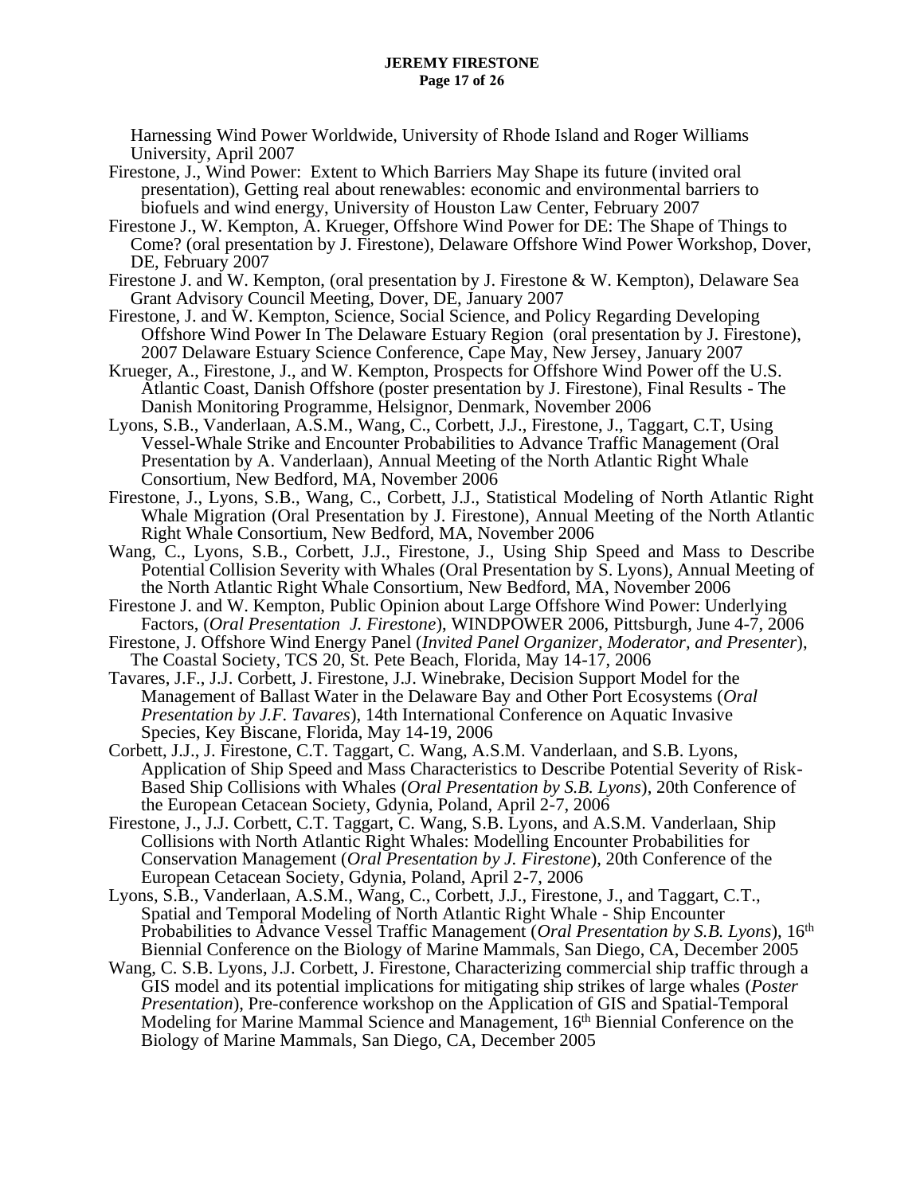Harnessing Wind Power Worldwide, University of Rhode Island and Roger Williams University, April 2007

Firestone, J., Wind Power: Extent to Which Barriers May Shape its future (invited oral presentation), Getting real about renewables: economic and environmental barriers to biofuels and wind energy, University of Houston Law Center, February 2007

Firestone J., W. Kempton, A. Krueger, Offshore Wind Power for DE: The Shape of Things to Come? (oral presentation by J. Firestone), Delaware Offshore Wind Power Workshop, Dover, DE, February 2007

Firestone J. and W. Kempton, (oral presentation by J. Firestone & W. Kempton), Delaware Sea Grant Advisory Council Meeting, Dover, DE, January 2007

Firestone, J. and W. Kempton, Science, Social Science, and Policy Regarding Developing Offshore Wind Power In The Delaware Estuary Region (oral presentation by J. Firestone), 2007 Delaware Estuary Science Conference, Cape May, New Jersey, January 2007

Krueger, A., Firestone, J., and W. Kempton, Prospects for Offshore Wind Power off the U.S. Atlantic Coast, Danish Offshore (poster presentation by J. Firestone), Final Results - The Danish Monitoring Programme, Helsignor, Denmark, November 2006

Lyons, S.B., Vanderlaan, A.S.M., Wang, C., Corbett, J.J., Firestone, J., Taggart, C.T, Using Vessel-Whale Strike and Encounter Probabilities to Advance Traffic Management (Oral Presentation by A. Vanderlaan), Annual Meeting of the North Atlantic Right Whale Consortium, New Bedford, MA, November 2006

Firestone, J., Lyons, S.B., Wang, C., Corbett, J.J., Statistical Modeling of North Atlantic Right Whale Migration (Oral Presentation by J. Firestone), Annual Meeting of the North Atlantic Right Whale Consortium, New Bedford, MA, November 2006

Wang, C., Lyons, S.B., Corbett, J.J., Firestone, J., Using Ship Speed and Mass to Describe Potential Collision Severity with Whales (Oral Presentation by S. Lyons), Annual Meeting of the North Atlantic Right Whale Consortium, New Bedford, MA, November 2006

Firestone J. and W. Kempton, Public Opinion about Large Offshore Wind Power: Underlying Factors, (*Oral Presentation J. Firestone*), WINDPOWER 2006, Pittsburgh, June 4-7, 2006

Firestone, J. Offshore Wind Energy Panel (*Invited Panel Organizer, Moderator, and Presenter*), The Coastal Society, TCS 20, St. Pete Beach, Florida, May 14-17, 2006

Tavares, J.F., J.J. Corbett, J. Firestone, J.J. Winebrake, Decision Support Model for the Management of Ballast Water in the Delaware Bay and Other Port Ecosystems (*Oral Presentation by J.F. Tavares*), 14th International Conference on Aquatic Invasive Species, Key Biscane, Florida, May 14-19, 2006

Corbett, J.J., J. Firestone, C.T. Taggart, C. Wang, A.S.M. Vanderlaan, and S.B. Lyons, Application of Ship Speed and Mass Characteristics to Describe Potential Severity of Risk-Based Ship Collisions with Whales (*Oral Presentation by S.B. Lyons*), 20th Conference of the European Cetacean Society, Gdynia, Poland, April 2-7, 2006

Firestone, J., J.J. Corbett, C.T. Taggart, C. Wang, S.B. Lyons, and A.S.M. Vanderlaan, Ship Collisions with North Atlantic Right Whales: Modelling Encounter Probabilities for Conservation Management (*Oral Presentation by J. Firestone*), 20th Conference of the European Cetacean Society, Gdynia, Poland, April 2-7, 2006

Lyons, S.B., Vanderlaan, A.S.M., Wang, C., Corbett, J.J., Firestone, J., and Taggart, C.T., Spatial and Temporal Modeling of North Atlantic Right Whale - Ship Encounter Probabilities to Advance Vessel Traffic Management (*Oral Presentation by S.B. Lyons*), 16th Biennial Conference on the Biology of Marine Mammals, San Diego, CA, December 2005

Wang, C. S.B. Lyons, J.J. Corbett, J. Firestone, Characterizing commercial ship traffic through a GIS model and its potential implications for mitigating ship strikes of large whales (*Poster Presentation*), Pre-conference workshop on the Application of GIS and Spatial-Temporal Modeling for Marine Mammal Science and Management, 16th Biennial Conference on the Biology of Marine Mammals, San Diego, CA, December 2005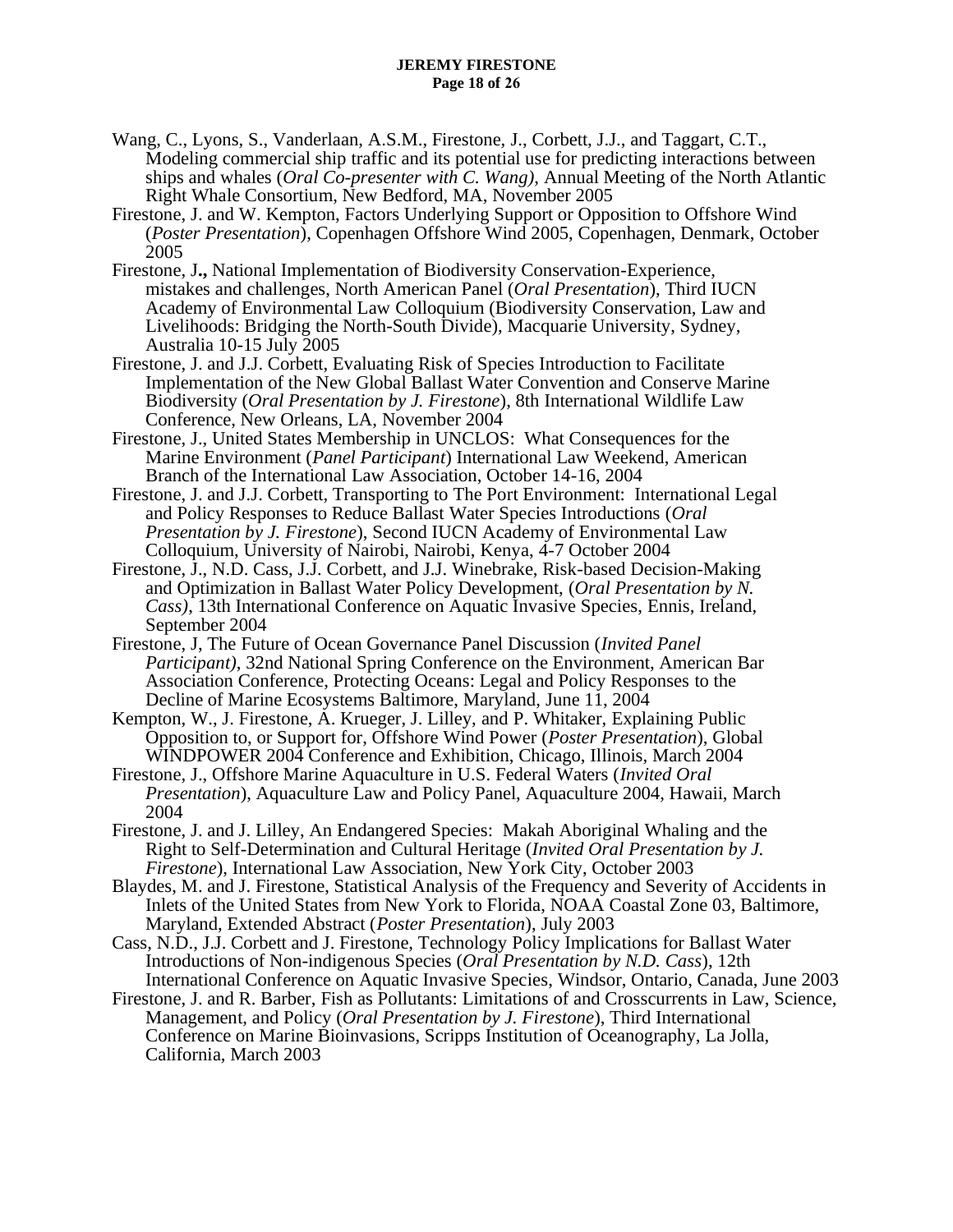Wang, C., Lyons, S., Vanderlaan, A.S.M., Firestone, J., Corbett, J.J., and Taggart, C.T., Modeling commercial ship traffic and its potential use for predicting interactions between ships and whales (*Oral Co-presenter with C. Wang),* Annual Meeting of the North Atlantic Right Whale Consortium, New Bedford, MA, November 2005

Firestone, J. and W. Kempton, Factors Underlying Support or Opposition to Offshore Wind (*Poster Presentation*), Copenhagen Offshore Wind 2005, Copenhagen, Denmark, October 2005

Firestone, J**.,** National Implementation of Biodiversity Conservation-Experience, mistakes and challenges, North American Panel (*Oral Presentation*), Third IUCN Academy of Environmental Law Colloquium (Biodiversity Conservation, Law and Livelihoods: Bridging the North-South Divide), Macquarie University, Sydney, Australia 10-15 July 2005

Firestone, J. and J.J. Corbett, Evaluating Risk of Species Introduction to Facilitate Implementation of the New Global Ballast Water Convention and Conserve Marine Biodiversity (*Oral Presentation by J. Firestone*), 8th International Wildlife Law Conference, New Orleans, LA, November 2004

Firestone, J., United States Membership in UNCLOS: What Consequences for the Marine Environment (*Panel Participant*) International Law Weekend, American Branch of the International Law Association, October 14-16, 2004

Firestone, J. and J.J. Corbett, Transporting to The Port Environment: International Legal and Policy Responses to Reduce Ballast Water Species Introductions (*Oral Presentation by J. Firestone*), Second IUCN Academy of Environmental Law Colloquium, University of Nairobi, Nairobi, Kenya, 4-7 October 2004

Firestone, J., N.D. Cass, J.J. Corbett, and J.J. Winebrake, Risk-based Decision-Making and Optimization in Ballast Water Policy Development, (*Oral Presentation by N. Cass)*, 13th International Conference on Aquatic Invasive Species, Ennis, Ireland, September 2004

Firestone, J, The Future of Ocean Governance Panel Discussion (*Invited Panel Participant)*, 32nd National Spring Conference on the Environment, American Bar Association Conference, Protecting Oceans: Legal and Policy Responses to the Decline of Marine Ecosystems Baltimore, Maryland, June 11, 2004

Kempton, W., J. Firestone, A. Krueger, J. Lilley, and P. Whitaker, Explaining Public Opposition to, or Support for, Offshore Wind Power (*Poster Presentation*), Global WINDPOWER 2004 Conference and Exhibition, Chicago, Illinois, March 2004

Firestone, J., Offshore Marine Aquaculture in U.S. Federal Waters (*Invited Oral Presentation*), Aquaculture Law and Policy Panel, Aquaculture 2004, Hawaii, March 2004

Firestone, J. and J. Lilley, An Endangered Species: Makah Aboriginal Whaling and the Right to Self-Determination and Cultural Heritage (*Invited Oral Presentation by J. Firestone*), International Law Association, New York City, October 2003

Blaydes, M. and J. Firestone, Statistical Analysis of the Frequency and Severity of Accidents in Inlets of the United States from New York to Florida, NOAA Coastal Zone 03, Baltimore, Maryland, Extended Abstract (*Poster Presentation*), July 2003

Cass, N.D., J.J. Corbett and J. Firestone, Technology Policy Implications for Ballast Water Introductions of Non-indigenous Species (*Oral Presentation by N.D. Cass*), 12th International Conference on Aquatic Invasive Species, Windsor, Ontario, Canada, June 2003

Firestone, J. and R. Barber, Fish as Pollutants: Limitations of and Crosscurrents in Law, Science, Management, and Policy (*Oral Presentation by J. Firestone*), Third International Conference on Marine Bioinvasions, Scripps Institution of Oceanography, La Jolla, California, March 2003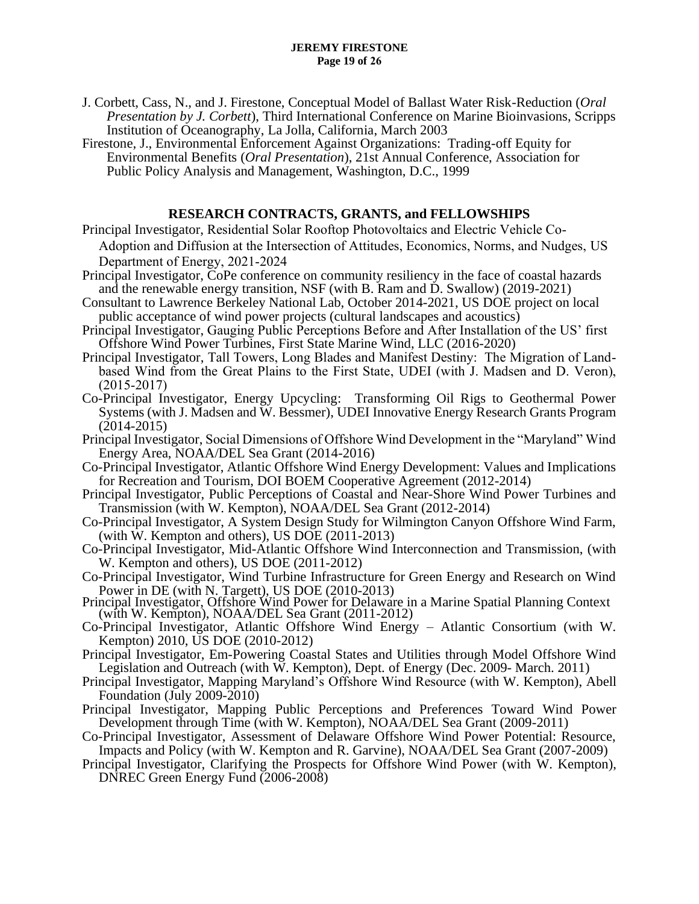J. Corbett, Cass, N., and J. Firestone, Conceptual Model of Ballast Water Risk-Reduction (*Oral Presentation by J. Corbett*), Third International Conference on Marine Bioinvasions, Scripps Institution of Oceanography, La Jolla, California, March 2003

Firestone, J., Environmental Enforcement Against Organizations: Trading-off Equity for Environmental Benefits (*Oral Presentation*), 21st Annual Conference, Association for Public Policy Analysis and Management, Washington, D.C., 1999

## RESEARCH CONTRACTS, GRANTS, and FELLOWSHIPS

Principal Investigator, Residential Solar Rooftop Photovoltaics and Electric Vehicle Co-Adoption and Diffusion at the Intersection of Attitudes, Economics, Norms, and Nudges, US Department of Energy, 2021-2024

Principal Investigator, CoPe conference on community resiliency in the face of coastal hazards and the renewable energy transition, NSF (with B. Ram and D. Swallow) (2019-2021)

Consultant to Lawrence Berkeley National Lab, October 2014-2021, US DOE project on local public acceptance of wind power projects (cultural landscapes and acoustics)

Principal Investigator, Gauging Public Perceptions Before and After Installation of the US' first Offshore Wind Power Turbines, First State Marine Wind, LLC (2016-2020)

Principal Investigator, Tall Towers, Long Blades and Manifest Destiny: The Migration of Land-based Wind from the Great Plains to the First State, UDEI (with J. Madsen and D. Veron), (2015-2017)

Co-Principal Investigator, Energy Upcycling: Transforming Oil Rigs to Geothermal Power Systems (with J. Madsen and W. Bessmer), UDEI Innovative Energy Research Grants Program (2014-2015)

Principal Investigator, Social Dimensions of Offshore Wind Development in the "Maryland" Wind Energy Area, NOAA/DEL Sea Grant (2014-2016)

Co-Principal Investigator, Atlantic Offshore Wind Energy Development: Values and Implications for Recreation and Tourism, DOI BOEM Cooperative Agreement (2012-2014)

Principal Investigator, Public Perceptions of Coastal and Near-Shore Wind Power Turbines and Transmission (with W. Kempton), NOAA/DEL Sea Grant (2012-2014)

Co-Principal Investigator, A System Design Study for Wilmington Canyon Offshore Wind Farm, (with W. Kempton and others), US DOE (2011-2013)

Co-Principal Investigator, Mid-Atlantic Offshore Wind Interconnection and Transmission, (with W. Kempton and others), US DOE (2011-2012)

Co-Principal Investigator, Wind Turbine Infrastructure for Green Energy and Research on Wind Power in DE (with N. Targett), US DOE (2010-2013)

Principal Investigator, Offshore Wind Power for Delaware in a Marine Spatial Planning Context (with W. Kempton), NOAA/DEL Sea Grant (2011-2012)

Co-Principal Investigator, Atlantic Offshore Wind Energy – Atlantic Consortium (with W. Kempton) 2010, US DOE (2010-2012)

Principal Investigator, Em-Powering Coastal States and Utilities through Model Offshore Wind Legislation and Outreach (with W. Kempton), Dept. of Energy (Dec. 2009- March. 2011)

Principal Investigator, Mapping Maryland's Offshore Wind Resource (with W. Kempton), Abell Foundation (July 2009-2010)

Principal Investigator, Mapping Public Perceptions and Preferences Toward Wind Power Development through Time (with W. Kempton), NOAA/DEL Sea Grant (2009-2011)

Co-Principal Investigator, Assessment of Delaware Offshore Wind Power Potential: Resource, Impacts and Policy (with W. Kempton and R. Garvine), NOAA/DEL Sea Grant (2007-2009)

Principal Investigator, Clarifying the Prospects for Offshore Wind Power (with W. Kempton), DNREC Green Energy Fund (2006-2008)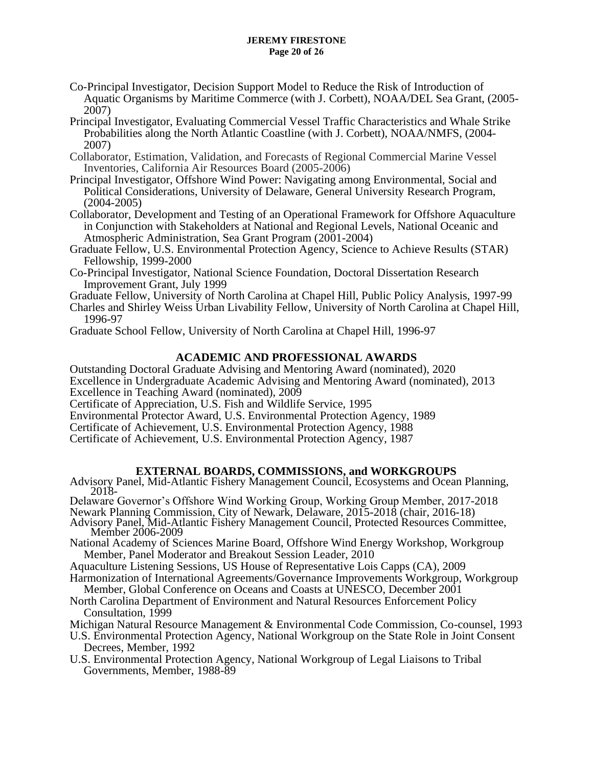Co-Principal Investigator, Decision Support Model to Reduce the Risk of Introduction of Aquatic Organisms by Maritime Commerce (with J. Corbett), NOAA/DEL Sea Grant, (2005-2007)

Principal Investigator, Evaluating Commercial Vessel Traffic Characteristics and Whale Strike Probabilities along the North Atlantic Coastline (with J. Corbett), NOAA/NMFS, (2004-2007)

Collaborator, Estimation, Validation, and Forecasts of Regional Commercial Marine Vessel Inventories, California Air Resources Board (2005-2006)

Principal Investigator, Offshore Wind Power: Navigating among Environmental, Social and Political Considerations, University of Delaware, General University Research Program, (2004-2005)

Collaborator, Development and Testing of an Operational Framework for Offshore Aquaculture in Conjunction with Stakeholders at National and Regional Levels, National Oceanic and Atmospheric Administration, Sea Grant Program (2001-2004)

Graduate Fellow, U.S. Environmental Protection Agency, Science to Achieve Results (STAR) Fellowship, 1999-2000

Co-Principal Investigator, National Science Foundation, Doctoral Dissertation Research Improvement Grant, July 1999

Graduate Fellow, University of North Carolina at Chapel Hill, Public Policy Analysis, 1997-99

Charles and Shirley Weiss Urban Livability Fellow, University of North Carolina at Chapel Hill, 1996-97

Graduate School Fellow, University of North Carolina at Chapel Hill, 1996-97

## ACADEMIC AND PROFESSIONAL AWARDS

Outstanding Doctoral Graduate Advising and Mentoring Award (nominated), 2020
Excellence in Undergraduate Academic Advising and Mentoring Award (nominated), 2013
Excellence in Teaching Award (nominated), 2009
Certificate of Appreciation, U.S. Fish and Wildlife Service, 1995
Environmental Protector Award, U.S. Environmental Protection Agency, 1989
Certificate of Achievement, U.S. Environmental Protection Agency, 1988
Certificate of Achievement, U.S. Environmental Protection Agency, 1987

## EXTERNAL BOARDS, COMMISSIONS, and WORKGROUPS

Advisory Panel, Mid-Atlantic Fishery Management Council, Ecosystems and Ocean Planning, 2018-

Delaware Governor's Offshore Wind Working Group, Working Group Member, 2017-2018

Newark Planning Commission, City of Newark, Delaware, 2015-2018 (chair, 2016-18)

Advisory Panel, Mid-Atlantic Fishery Management Council, Protected Resources Committee, Member 2006-2009

National Academy of Sciences Marine Board, Offshore Wind Energy Workshop, Workgroup Member, Panel Moderator and Breakout Session Leader, 2010

Aquaculture Listening Sessions, US House of Representative Lois Capps (CA), 2009

Harmonization of International Agreements/Governance Improvements Workgroup, Workgroup Member, Global Conference on Oceans and Coasts at UNESCO, December 2001

North Carolina Department of Environment and Natural Resources Enforcement Policy Consultation, 1999

Michigan Natural Resource Management & Environmental Code Commission, Co-counsel, 1993

U.S. Environmental Protection Agency, National Workgroup on the State Role in Joint Consent Decrees, Member, 1992

U.S. Environmental Protection Agency, National Workgroup of Legal Liaisons to Tribal Governments, Member, 1988-89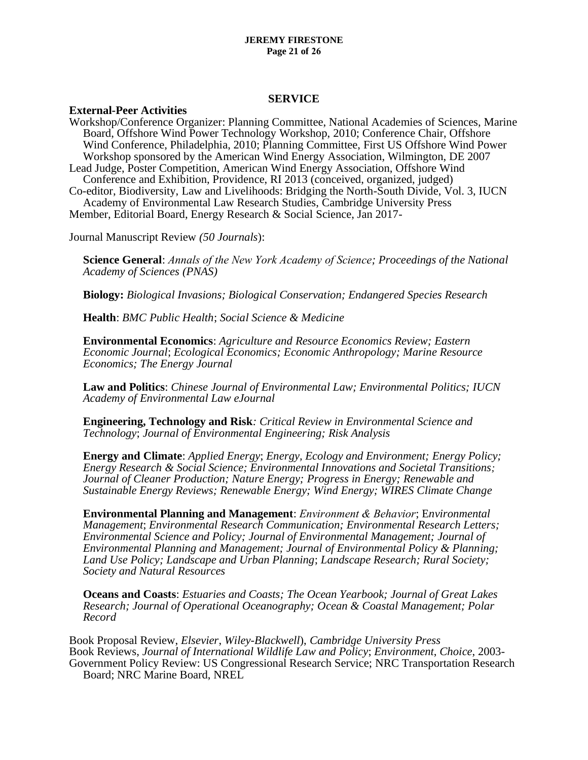## SERVICE

**External-Peer Activities**

Workshop/Conference Organizer: Planning Committee, National Academies of Sciences, Marine Board, Offshore Wind Power Technology Workshop, 2010; Conference Chair, Offshore Wind Conference, Philadelphia, 2010; Planning Committee, First US Offshore Wind Power Workshop sponsored by the American Wind Energy Association, Wilmington, DE 2007

Lead Judge, Poster Competition, American Wind Energy Association, Offshore Wind Conference and Exhibition, Providence, RI 2013 (conceived, organized, judged)

Co-editor, Biodiversity, Law and Livelihoods: Bridging the North-South Divide, Vol. 3, IUCN Academy of Environmental Law Research Studies, Cambridge University Press

Member, Editorial Board, Energy Research & Social Science, Jan 2017-

Journal Manuscript Review *(50 Journals*):

**Science General**: *Annals of the New York Academy of Science; Proceedings of the National Academy of Sciences (PNAS)*

**Biology:** *Biological Invasions; Biological Conservation; Endangered Species Research*

**Health**: *BMC Public Health*; *Social Science & Medicine*

**Environmental Economics**: *Agriculture and Resource Economics Review; Eastern Economic Journal*; *Ecological Economics; Economic Anthropology; Marine Resource Economics; The Energy Journal*

**Law and Politics**: *Chinese Journal of Environmental Law; Environmental Politics; IUCN Academy of Environmental Law eJournal*

**Engineering, Technology and Risk***: Critical Review in Environmental Science and Technology*; *Journal of Environmental Engineering; Risk Analysis*

**Energy and Climate**: *Applied Energy*; *Energy, Ecology and Environment; Energy Policy; Energy Research & Social Science; Environmental Innovations and Societal Transitions; Journal of Cleaner Production; Nature Energy; Progress in Energy; Renewable and Sustainable Energy Reviews; Renewable Energy; Wind Energy; WIRES Climate Change*

**Environmental Planning and Management**: *Environment & Behavior*; E*nvironmental Management*; *Environmental Research Communication; Environmental Research Letters; Environmental Science and Policy; Journal of Environmental Management; Journal of Environmental Planning and Management; Journal of Environmental Policy & Planning; Land Use Policy; Landscape and Urban Planning*; *Landscape Research; Rural Society; Society and Natural Resources*

**Oceans and Coasts**: *Estuaries and Coasts; The Ocean Yearbook; Journal of Great Lakes Research; Journal of Operational Oceanography; Ocean & Coastal Management; Polar Record*

Book Proposal Review, *Elsevier, Wiley-Blackwell*), *Cambridge University Press*

Book Reviews, *Journal of International Wildlife Law and Policy*; *Environment*, *Choice*, 2003-

Government Policy Review: US Congressional Research Service; NRC Transportation Research Board; NRC Marine Board, NREL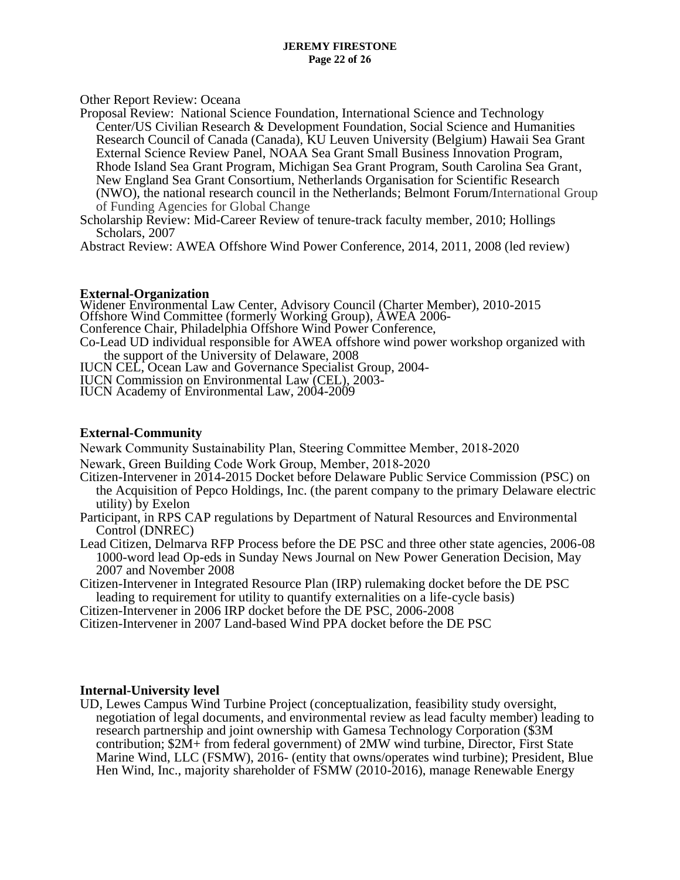Other Report Review: Oceana

Proposal Review: National Science Foundation, International Science and Technology Center/US Civilian Research & Development Foundation, Social Science and Humanities Research Council of Canada (Canada), KU Leuven University (Belgium) Hawaii Sea Grant External Science Review Panel, NOAA Sea Grant Small Business Innovation Program, Rhode Island Sea Grant Program, Michigan Sea Grant Program, South Carolina Sea Grant, New England Sea Grant Consortium, Netherlands Organisation for Scientific Research (NWO), the national research council in the Netherlands; Belmont Forum/International Group of Funding Agencies for Global Change

Scholarship Review: Mid-Career Review of tenure-track faculty member, 2010; Hollings Scholars, 2007

Abstract Review: AWEA Offshore Wind Power Conference, 2014, 2011, 2008 (led review)

**External-Organization**

Widener Environmental Law Center, Advisory Council (Charter Member), 2010-2015

Offshore Wind Committee (formerly Working Group), AWEA 2006-

Conference Chair, Philadelphia Offshore Wind Power Conference,

Co-Lead UD individual responsible for AWEA offshore wind power workshop organized with the support of the University of Delaware, 2008

IUCN CEL, Ocean Law and Governance Specialist Group, 2004-

IUCN Commission on Environmental Law (CEL), 2003-

IUCN Academy of Environmental Law, 2004-2009

**External-Community**

Newark Community Sustainability Plan, Steering Committee Member, 2018-2020

Newark, Green Building Code Work Group, Member, 2018-2020

Citizen-Intervener in 2014-2015 Docket before Delaware Public Service Commission (PSC) on the Acquisition of Pepco Holdings, Inc. (the parent company to the primary Delaware electric utility) by Exelon

Participant, in RPS CAP regulations by Department of Natural Resources and Environmental Control (DNREC)

Lead Citizen, Delmarva RFP Process before the DE PSC and three other state agencies, 2006-08

1000-word lead Op-eds in Sunday News Journal on New Power Generation Decision, May 2007 and November 2008

Citizen-Intervener in Integrated Resource Plan (IRP) rulemaking docket before the DE PSC leading to requirement for utility to quantify externalities on a life-cycle basis)

Citizen-Intervener in 2006 IRP docket before the DE PSC, 2006-2008

Citizen-Intervener in 2007 Land-based Wind PPA docket before the DE PSC

**Internal-University level**

UD, Lewes Campus Wind Turbine Project (conceptualization, feasibility study oversight, negotiation of legal documents, and environmental review as lead faculty member) leading to research partnership and joint ownership with Gamesa Technology Corporation ($3M contribution; $2M+ from federal government) of 2MW wind turbine, Director, First State Marine Wind, LLC (FSMW), 2016- (entity that owns/operates wind turbine); President, Blue Hen Wind, Inc., majority shareholder of FSMW (2010-2016), manage Renewable Energy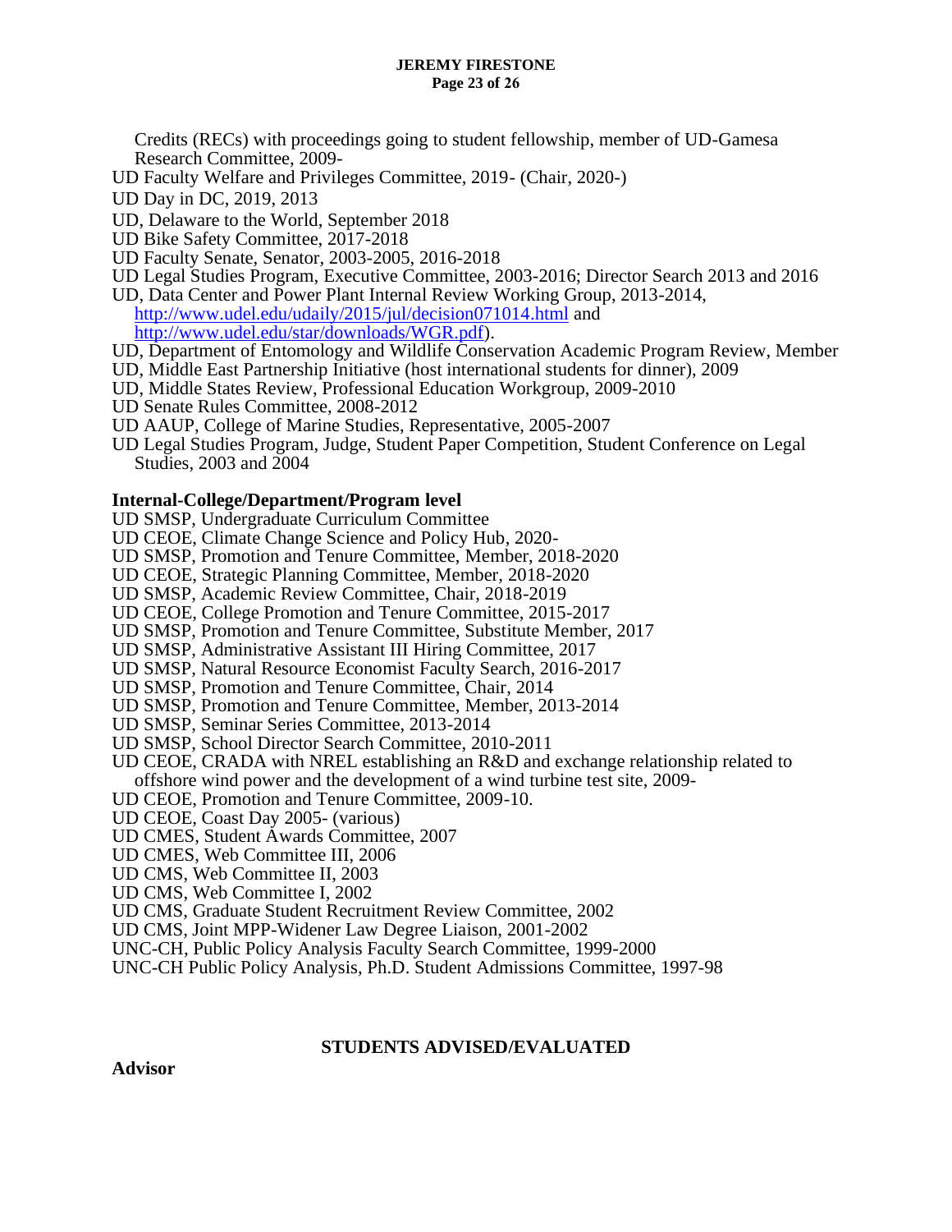Credits (RECs) with proceedings going to student fellowship, member of UD-Gamesa Research Committee, 2009-

UD Faculty Welfare and Privileges Committee, 2019- (Chair, 2020-)

UD Day in DC, 2019, 2013

UD, Delaware to the World, September 2018

UD Bike Safety Committee, 2017-2018

UD Faculty Senate, Senator, 2003-2005, 2016-2018

UD Legal Studies Program, Executive Committee, 2003-2016; Director Search 2013 and 2016

UD, Data Center and Power Plant Internal Review Working Group, 2013-2014, http://www.udel.edu/udaily/2015/jul/decision071014.html and http://www.udel.edu/star/downloads/WGR.pdf).

UD, Department of Entomology and Wildlife Conservation Academic Program Review, Member

UD, Middle East Partnership Initiative (host international students for dinner), 2009

UD, Middle States Review, Professional Education Workgroup, 2009-2010

UD Senate Rules Committee, 2008-2012

UD AAUP, College of Marine Studies, Representative, 2005-2007

UD Legal Studies Program, Judge, Student Paper Competition, Student Conference on Legal Studies, 2003 and 2004

**Internal-College/Department/Program level**

UD SMSP, Undergraduate Curriculum Committee

UD CEOE, Climate Change Science and Policy Hub, 2020-

UD SMSP, Promotion and Tenure Committee, Member, 2018-2020

UD CEOE, Strategic Planning Committee, Member, 2018-2020

UD SMSP, Academic Review Committee, Chair, 2018-2019

UD CEOE, College Promotion and Tenure Committee, 2015-2017

UD SMSP, Promotion and Tenure Committee, Substitute Member, 2017

UD SMSP, Administrative Assistant III Hiring Committee, 2017

UD SMSP, Natural Resource Economist Faculty Search, 2016-2017

UD SMSP, Promotion and Tenure Committee, Chair, 2014

UD SMSP, Promotion and Tenure Committee, Member, 2013-2014

UD SMSP, Seminar Series Committee, 2013-2014

UD SMSP, School Director Search Committee, 2010-2011

UD CEOE, CRADA with NREL establishing an R&D and exchange relationship related to offshore wind power and the development of a wind turbine test site, 2009-

UD CEOE, Promotion and Tenure Committee, 2009-10.

UD CEOE, Coast Day 2005- (various)

UD CMES, Student Awards Committee, 2007

UD CMES, Web Committee III, 2006

UD CMS, Web Committee II, 2003

UD CMS, Web Committee I, 2002

UD CMS, Graduate Student Recruitment Review Committee, 2002

UD CMS, Joint MPP-Widener Law Degree Liaison, 2001-2002

UNC-CH, Public Policy Analysis Faculty Search Committee, 1999-2000

UNC-CH Public Policy Analysis, Ph.D. Student Admissions Committee, 1997-98

## STUDENTS ADVISED/EVALUATED

**Advisor**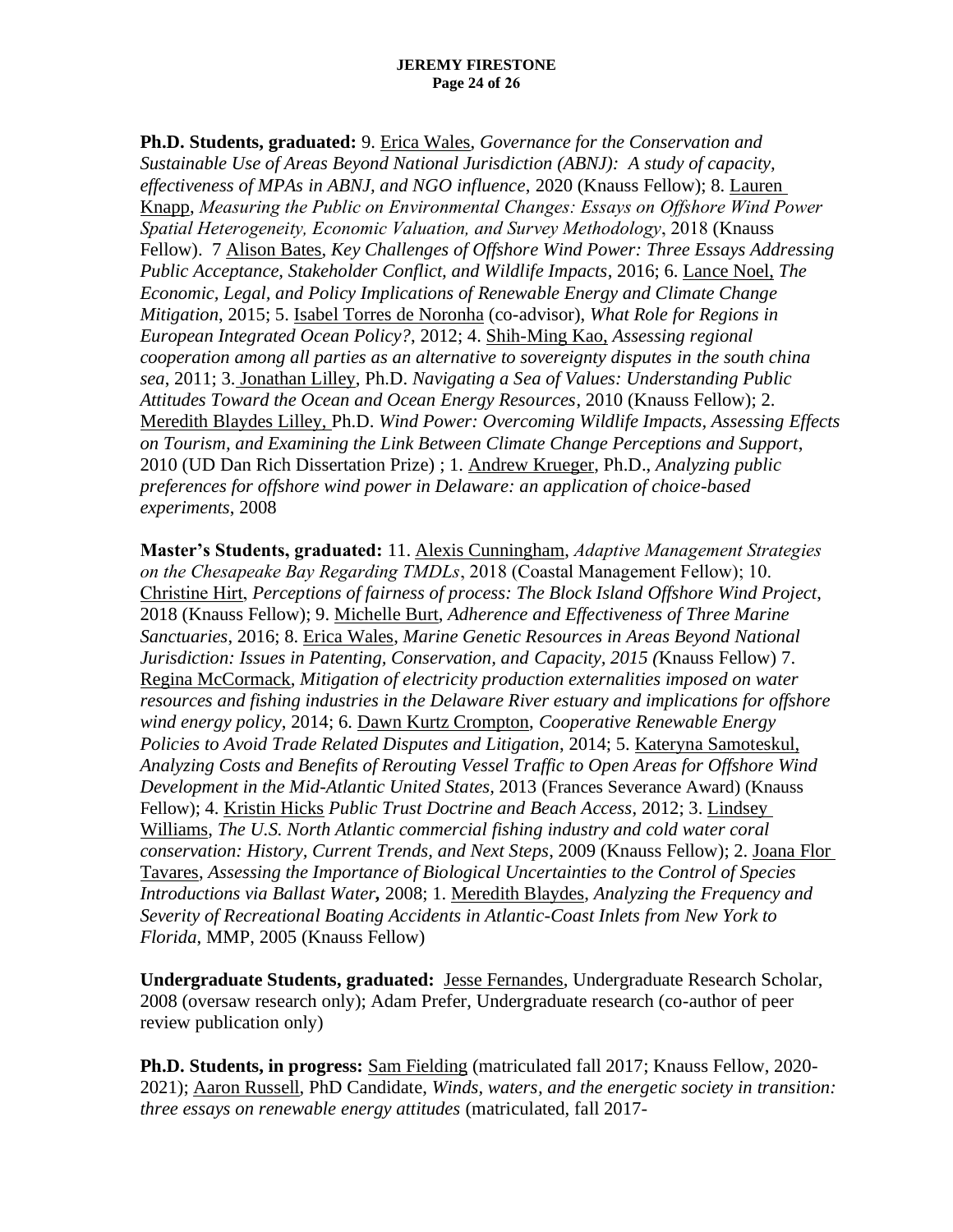**Ph.D. Students, graduated:** 9. Erica Wales, *Governance for the Conservation and Sustainable Use of Areas Beyond National Jurisdiction (ABNJ): A study of capacity, effectiveness of MPAs in ABNJ, and NGO influence*, 2020 (Knauss Fellow); 8. Lauren Knapp, *Measuring the Public on Environmental Changes: Essays on Offshore Wind Power Spatial Heterogeneity, Economic Valuation, and Survey Methodology*, 2018 (Knauss Fellow). 7 Alison Bates, *Key Challenges of Offshore Wind Power: Three Essays Addressing Public Acceptance, Stakeholder Conflict, and Wildlife Impacts*, 2016; 6. Lance Noel, *The Economic, Legal, and Policy Implications of Renewable Energy and Climate Change Mitigation*, 2015; 5. Isabel Torres de Noronha (co-advisor), *What Role for Regions in European Integrated Ocean Policy?*, 2012; 4. Shih-Ming Kao, *Assessing regional cooperation among all parties as an alternative to sovereignty disputes in the south china sea*, 2011; 3. Jonathan Lilley, Ph.D. *Navigating a Sea of Values: Understanding Public Attitudes Toward the Ocean and Ocean Energy Resources*, 2010 (Knauss Fellow); 2. Meredith Blaydes Lilley, Ph.D. *Wind Power: Overcoming Wildlife Impacts, Assessing Effects on Tourism, and Examining the Link Between Climate Change Perceptions and Support*, 2010 (UD Dan Rich Dissertation Prize) ; 1. Andrew Krueger, Ph.D., *Analyzing public preferences for offshore wind power in Delaware: an application of choice-based experiments*, 2008

**Master's Students, graduated:** 11. Alexis Cunningham, *Adaptive Management Strategies on the Chesapeake Bay Regarding TMDLs*, 2018 (Coastal Management Fellow); 10. Christine Hirt, *Perceptions of fairness of process: The Block Island Offshore Wind Project*, 2018 (Knauss Fellow); 9. Michelle Burt, *Adherence and Effectiveness of Three Marine Sanctuaries*, 2016; 8. Erica Wales, *Marine Genetic Resources in Areas Beyond National Jurisdiction: Issues in Patenting, Conservation, and Capacity, 2015 (*Knauss Fellow) 7. Regina McCormack, *Mitigation of electricity production externalities imposed on water resources and fishing industries in the Delaware River estuary and implications for offshore wind energy policy*, 2014; 6. Dawn Kurtz Crompton, *Cooperative Renewable Energy Policies to Avoid Trade Related Disputes and Litigation*, 2014; 5. Kateryna Samoteskul, *Analyzing Costs and Benefits of Rerouting Vessel Traffic to Open Areas for Offshore Wind Development in the Mid-Atlantic United States*, 2013 (Frances Severance Award) (Knauss Fellow); 4. Kristin Hicks *Public Trust Doctrine and Beach Access*, 2012; 3. Lindsey Williams, *The U.S. North Atlantic commercial fishing industry and cold water coral conservation: History, Current Trends, and Next Steps*, 2009 (Knauss Fellow); 2. Joana Flor Tavares, *Assessing the Importance of Biological Uncertainties to the Control of Species Introductions via Ballast Water***,** 2008; 1. Meredith Blaydes, *Analyzing the Frequency and Severity of Recreational Boating Accidents in Atlantic-Coast Inlets from New York to Florida*, MMP, 2005 (Knauss Fellow)

**Undergraduate Students, graduated:** Jesse Fernandes, Undergraduate Research Scholar, 2008 (oversaw research only); Adam Prefer, Undergraduate research (co-author of peer review publication only)

**Ph.D. Students, in progress:** Sam Fielding (matriculated fall 2017; Knauss Fellow, 2020-2021); Aaron Russell, PhD Candidate, *Winds, waters, and the energetic society in transition: three essays on renewable energy attitudes* (matriculated, fall 2017-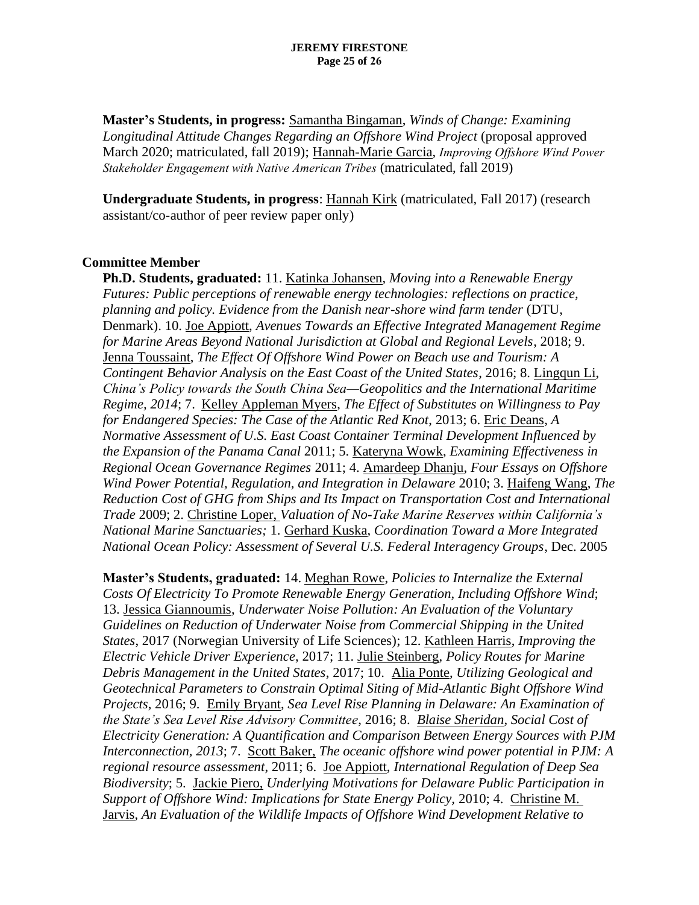**Master's Students, in progress:** Samantha Bingaman, *Winds of Change: Examining Longitudinal Attitude Changes Regarding an Offshore Wind Project* (proposal approved March 2020; matriculated, fall 2019); Hannah-Marie Garcia, *Improving Offshore Wind Power Stakeholder Engagement with Native American Tribes* (matriculated, fall 2019)

**Undergraduate Students, in progress**: Hannah Kirk (matriculated, Fall 2017) (research assistant/co-author of peer review paper only)

## Committee Member

**Ph.D. Students, graduated:** 11. Katinka Johansen, *Moving into a Renewable Energy Futures: Public perceptions of renewable energy technologies: reflections on practice, planning and policy. Evidence from the Danish near-shore wind farm tender* (DTU, Denmark). 10. Joe Appiott, *Avenues Towards an Effective Integrated Management Regime for Marine Areas Beyond National Jurisdiction at Global and Regional Levels*, 2018; 9. Jenna Toussaint, *The Effect Of Offshore Wind Power on Beach use and Tourism: A Contingent Behavior Analysis on the East Coast of the United States*, 2016; 8. Lingqun Li, *China's Policy towards the South China Sea—Geopolitics and the International Maritime Regime, 2014*; 7. Kelley Appleman Myers, *The Effect of Substitutes on Willingness to Pay for Endangered Species: The Case of the Atlantic Red Knot*, 2013; 6. Eric Deans, *A Normative Assessment of U.S. East Coast Container Terminal Development Influenced by the Expansion of the Panama Canal* 2011; 5. Kateryna Wowk, *Examining Effectiveness in Regional Ocean Governance Regimes* 2011; 4. Amardeep Dhanju, *Four Essays on Offshore Wind Power Potential, Regulation, and Integration in Delaware* 2010; 3. Haifeng Wang, *The Reduction Cost of GHG from Ships and Its Impact on Transportation Cost and International Trade* 2009; 2. Christine Loper, *Valuation of No-Take Marine Reserves within California's National Marine Sanctuaries;* 1. Gerhard Kuska, *Coordination Toward a More Integrated National Ocean Policy: Assessment of Several U.S. Federal Interagency Groups*, Dec. 2005

**Master's Students, graduated:** 14. Meghan Rowe, *Policies to Internalize the External Costs Of Electricity To Promote Renewable Energy Generation, Including Offshore Wind*; 13. Jessica Giannoumis, *Underwater Noise Pollution: An Evaluation of the Voluntary Guidelines on Reduction of Underwater Noise from Commercial Shipping in the United States*, 2017 (Norwegian University of Life Sciences); 12. Kathleen Harris, *Improving the Electric Vehicle Driver Experience*, 2017; 11. Julie Steinberg, *Policy Routes for Marine Debris Management in the United States*, 2017; 10. Alia Ponte, *Utilizing Geological and Geotechnical Parameters to Constrain Optimal Siting of Mid-Atlantic Bight Offshore Wind Projects*, 2016; 9. Emily Bryant, *Sea Level Rise Planning in Delaware: An Examination of the State's Sea Level Rise Advisory Committee*, 2016; 8. *Blaise Sheridan, Social Cost of Electricity Generation: A Quantification and Comparison Between Energy Sources with PJM Interconnection, 2013*; 7. Scott Baker, *The oceanic offshore wind power potential in PJM: A regional resource assessment*, 2011; 6. Joe Appiott, *International Regulation of Deep Sea Biodiversity*; 5. Jackie Piero, *Underlying Motivations for Delaware Public Participation in Support of Offshore Wind: Implications for State Energy Policy*, 2010; 4. Christine M. Jarvis, *An Evaluation of the Wildlife Impacts of Offshore Wind Development Relative to*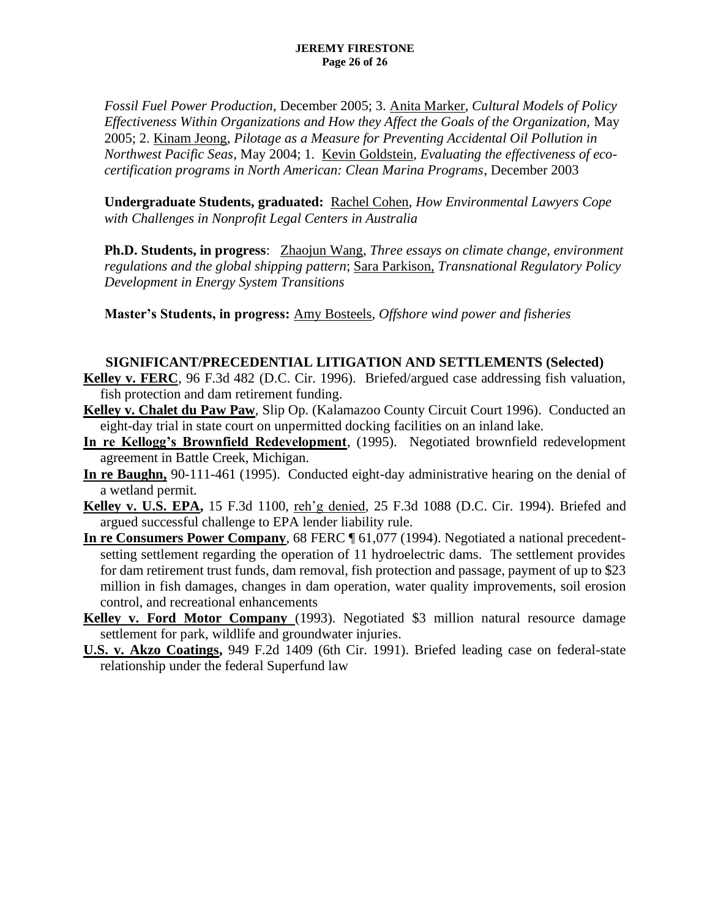*Fossil Fuel Power Production*, December 2005; 3. Anita Marker, *Cultural Models of Policy Effectiveness Within Organizations and How they Affect the Goals of the Organization*, May 2005; 2. Kinam Jeong, *Pilotage as a Measure for Preventing Accidental Oil Pollution in Northwest Pacific Seas*, May 2004; 1. Kevin Goldstein, *Evaluating the effectiveness of eco-certification programs in North American: Clean Marina Programs*, December 2003

**Undergraduate Students, graduated:** Rachel Cohen, *How Environmental Lawyers Cope with Challenges in Nonprofit Legal Centers in Australia*

**Ph.D. Students, in progress**: Zhaojun Wang, *Three essays on climate change, environment regulations and the global shipping pattern*; Sara Parkison, *Transnational Regulatory Policy Development in Energy System Transitions*

**Master's Students, in progress:** Amy Bosteels, *Offshore wind power and fisheries*

## SIGNIFICANT/PRECEDENTIAL LITIGATION AND SETTLEMENTS (Selected)

**Kelley v. FERC**, 96 F.3d 482 (D.C. Cir. 1996). Briefed/argued case addressing fish valuation, fish protection and dam retirement funding.

**Kelley v. Chalet du Paw Paw**, Slip Op. (Kalamazoo County Circuit Court 1996). Conducted an eight-day trial in state court on unpermitted docking facilities on an inland lake.

**In re Kellogg's Brownfield Redevelopment**, (1995). Negotiated brownfield redevelopment agreement in Battle Creek, Michigan.

**In re Baughn,** 90-111-461 (1995). Conducted eight-day administrative hearing on the denial of a wetland permit.

**Kelley v. U.S. EPA,** 15 F.3d 1100, reh'g denied, 25 F.3d 1088 (D.C. Cir. 1994). Briefed and argued successful challenge to EPA lender liability rule.

**In re Consumers Power Company**, 68 FERC ¶ 61,077 (1994). Negotiated a national precedent-setting settlement regarding the operation of 11 hydroelectric dams. The settlement provides for dam retirement trust funds, dam removal, fish protection and passage, payment of up to $23 million in fish damages, changes in dam operation, water quality improvements, soil erosion control, and recreational enhancements

**Kelley v. Ford Motor Company** (1993). Negotiated $3 million natural resource damage settlement for park, wildlife and groundwater injuries.

**U.S. v. Akzo Coatings,** 949 F.2d 1409 (6th Cir. 1991). Briefed leading case on federal-state relationship under the federal Superfund law